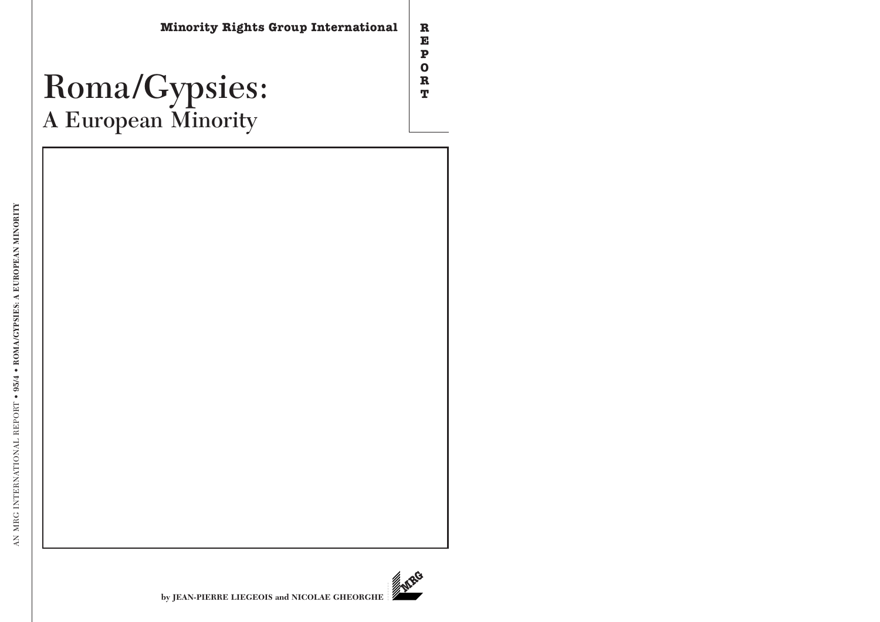**Minority Rights Group International**

REPORT

# Roma/Gypsies:
## A European Minority

by JEAN-PIERRE LIEGEOIS and NICOLAE GHEORGHE

AN MRG INTERNATIONAL REPORT • 95/4 • ROMA/GYPSIES: A EUROPEAN MINORITY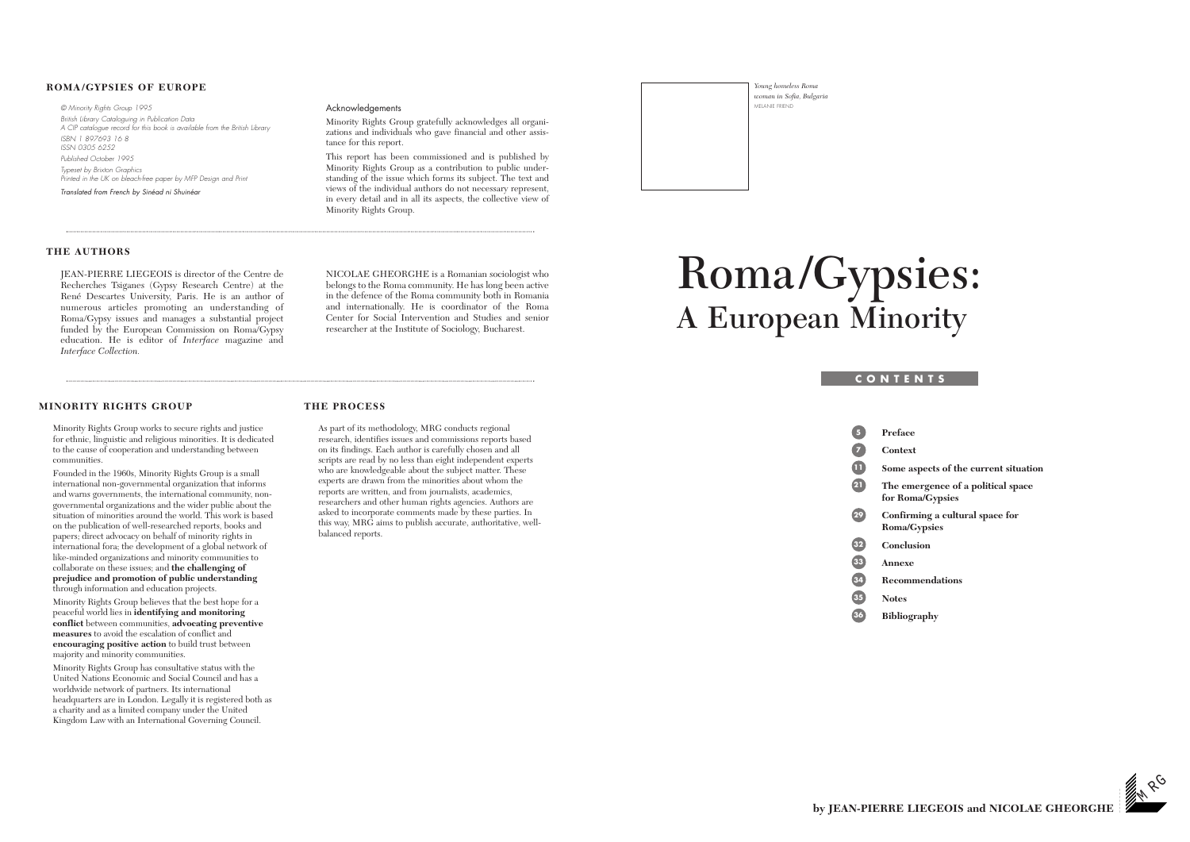## ROMA/GYPSIES OF EUROPE

*© Minority Rights Group 1995*
*British Library Cataloguing in Publication Data*
*A CIP catalogue record for this book is available from the British Library*
*ISBN 1 897693 16 8*
*ISSN 0305 6252*
*Published October 1995*
*Typeset by Brixton Graphics*
*Printed in the UK on bleach-free paper by MFP Design and Print*
*Translated from French by Sinéad ní Shuinéar*

### Acknowledgements

Minority Rights Group gratefully acknowledges all organizations and individuals who gave financial and other assistance for this report.

This report has been commissioned and is published by Minority Rights Group as a contribution to public understanding of the issue which forms its subject. The text and views of the individual authors do not necessary represent, in every detail and in all its aspects, the collective view of Minority Rights Group.

## THE AUTHORS

JEAN-PIERRE LIEGEOIS is director of the Centre de Recherches Tsiganes (Gypsy Research Centre) at the René Descartes University, Paris. He is an author of numerous articles promoting an understanding of Roma/Gypsy issues and manages a substantial project funded by the European Commission on Roma/Gypsy education. He is editor of *Interface* magazine and *Interface Collection.*

NICOLAE GHEORGHE is a Romanian sociologist who belongs to the Roma community. He has long been active in the defence of the Roma community both in Romania and internationally. He is coordinator of the Roma Center for Social Intervention and Studies and senior researcher at the Institute of Sociology, Bucharest.

## MINORITY RIGHTS GROUP

Minority Rights Group works to secure rights and justice for ethnic, linguistic and religious minorities. It is dedicated to the cause of cooperation and understanding between communities.

Founded in the 1960s, Minority Rights Group is a small international non-governmental organization that informs and warns governments, the international community, non-governmental organizations and the wider public about the situation of minorities around the world. This work is based on the publication of well-researched reports, books and papers; direct advocacy on behalf of minority rights in international fora; the development of a global network of like-minded organizations and minority communities to collaborate on these issues; and **the challenging of prejudice and promotion of public understanding** through information and education projects.

Minority Rights Group believes that the best hope for a peaceful world lies in **identifying and monitoring conflict** between communities, **advocating preventive measures** to avoid the escalation of conflict and **encouraging positive action** to build trust between majority and minority communities.

Minority Rights Group has consultative status with the United Nations Economic and Social Council and has a worldwide network of partners. Its international headquarters are in London. Legally it is registered both as a charity and as a limited company under the United Kingdom Law with an International Governing Council.

## THE PROCESS

As part of its methodology, MRG conducts regional research, identifies issues and commissions reports based on its findings. Each author is carefully chosen and all scripts are read by no less than eight independent experts who are knowledgeable about the subject matter. These experts are drawn from the minorities about whom the reports are written, and from journalists, academics, researchers and other human rights agencies. Authors are asked to incorporate comments made by these parties. In this way, MRG aims to publish accurate, authoritative, well-balanced reports.

*Young homeless Roma woman in Sofia, Bulgaria*
MELANIE FRIEND

# Roma/Gypsies: A European Minority

## CONTENTS

- 5 **Preface**
- 7 **Context**
- 11 **Some aspects of the current situation**
- 21 **The emergence of a political space for Roma/Gypsies**
- 29 **Confirming a cultural space for Roma/Gypsies**
- 32 **Conclusion**
- 33 **Annexe**
- 34 **Recommendations**
- 35 **Notes**
- 36 **Bibliography**

**by JEAN-PIERRE LIEGEOIS and NICOLAE GHEORGHE**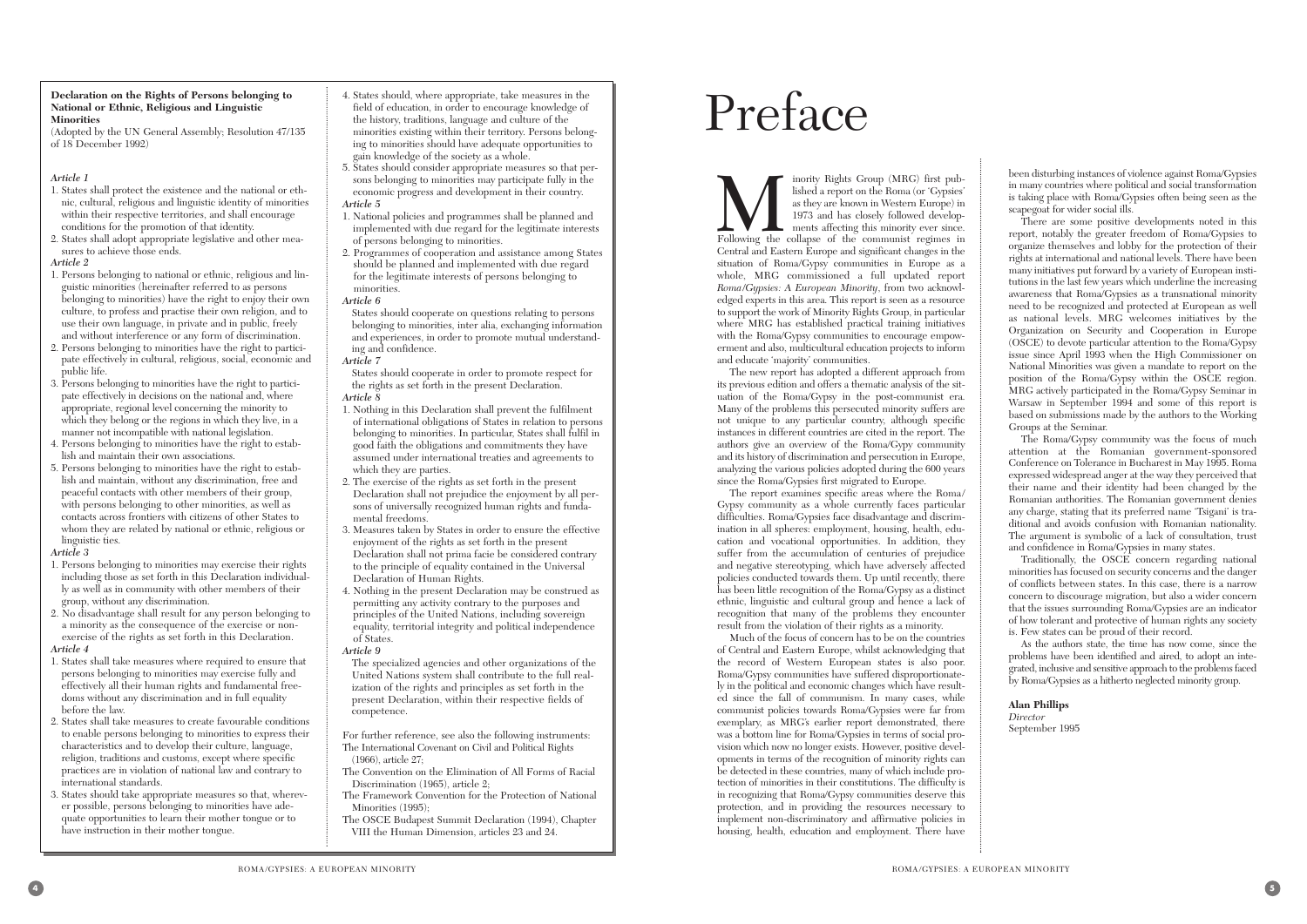**Declaration on the Rights of Persons belonging to National or Ethnic, Religious and Linguistic Minorities**

(Adopted by the UN General Assembly; Resolution 47/135 of 18 December 1992)

*Article 1*

1. States shall protect the existence and the national or ethnic, cultural, religious and linguistic identity of minorities within their respective territories, and shall encourage conditions for the promotion of that identity.
2. States shall adopt appropriate legislative and other measures to achieve those ends.

*Article 2*

1. Persons belonging to national or ethnic, religious and linguistic minorities (hereinafter referred to as persons belonging to minorities) have the right to enjoy their own culture, to profess and practise their own religion, and to use their own language, in private and in public, freely and without interference or any form of discrimination.
2. Persons belonging to minorities have the right to participate effectively in cultural, religious, social, economic and public life.
3. Persons belonging to minorities have the right to participate effectively in decisions on the national and, where appropriate, regional level concerning the minority to which they belong or the regions in which they live, in a manner not incompatible with national legislation.
4. Persons belonging to minorities have the right to establish and maintain their own associations.
5. Persons belonging to minorities have the right to establish and maintain, without any discrimination, free and peaceful contacts with other members of their group, with persons belonging to other minorities, as well as contacts across frontiers with citizens of other States to whom they are related by national or ethnic, religious or linguistic ties.

*Article 3*

1. Persons belonging to minorities may exercise their rights including those as set forth in this Declaration individually as well as in community with other members of their group, without any discrimination.
2. No disadvantage shall result for any person belonging to a minority as the consequence of the exercise or non-exercise of the rights as set forth in this Declaration.

*Article 4*

1. States shall take measures where required to ensure that persons belonging to minorities may exercise fully and effectively all their human rights and fundamental freedoms without any discrimination and in full equality before the law.
2. States shall take measures to create favourable conditions to enable persons belonging to minorities to express their characteristics and to develop their culture, language, religion, traditions and customs, except where specific practices are in violation of national law and contrary to international standards.
3. States should take appropriate measures so that, wherever possible, persons belonging to minorities have adequate opportunities to learn their mother tongue or to have instruction in their mother tongue.
4. States should, where appropriate, take measures in the field of education, in order to encourage knowledge of the history, traditions, language and culture of the minorities existing within their territory. Persons belonging to minorities should have adequate opportunities to gain knowledge of the society as a whole.
5. States should consider appropriate measures so that persons belonging to minorities may participate fully in the economic progress and development in their country.

*Article 5*

1. National policies and programmes shall be planned and implemented with due regard for the legitimate interests of persons belonging to minorities.
2. Programmes of cooperation and assistance among States should be planned and implemented with due regard for the legitimate interests of persons belonging to minorities.

*Article 6*

States should cooperate on questions relating to persons belonging to minorities, inter alia, exchanging information and experiences, in order to promote mutual understanding and confidence.

*Article 7*

States should cooperate in order to promote respect for the rights as set forth in the present Declaration.

*Article 8*

1. Nothing in this Declaration shall prevent the fulfilment of international obligations of States in relation to persons belonging to minorities. In particular, States shall fulfil in good faith the obligations and commitments they have assumed under international treaties and agreements to which they are parties.
2. The exercise of the rights as set forth in the present Declaration shall not prejudice the enjoyment by all persons of universally recognized human rights and fundamental freedoms.
3. Measures taken by States in order to ensure the effective enjoyment of the rights as set forth in the present Declaration shall not prima facie be considered contrary to the principle of equality contained in the Universal Declaration of Human Rights.
4. Nothing in the present Declaration may be construed as permitting any activity contrary to the purposes and principles of the United Nations, including sovereign equality, territorial integrity and political independence of States.

*Article 9*

The specialized agencies and other organizations of the United Nations system shall contribute to the full realization of the rights and principles as set forth in the present Declaration, within their respective fields of competence.

For further reference, see also the following instruments:
The International Covenant on Civil and Political Rights (1966), article 27;
The Convention on the Elimination of All Forms of Racial Discrimination (1965), article 2;
The Framework Convention for the Protection of National Minorities (1995);
The OSCE Budapest Summit Declaration (1994), Chapter VIII the Human Dimension, articles 23 and 24.

# Preface

Minority Rights Group (MRG) first published a report on the Roma (or 'Gypsies' as they are known in Western Europe) in 1973 and has closely followed developments affecting this minority ever since. Following the collapse of the communist regimes in Central and Eastern Europe and significant changes in the situation of Roma/Gypsy communities in Europe as a whole, MRG commissioned a full updated report *Roma/Gypsies: A European Minority*, from two acknowledged experts in this area. This report is seen as a resource to support the work of Minority Rights Group, in particular where MRG has established practical training initiatives with the Roma/Gypsy communities to encourage empowerment and also, multicultural education projects to inform and educate 'majority' communities.

The new report has adopted a different approach from its previous edition and offers a thematic analysis of the situation of the Roma/Gypsy in the post-communist era. Many of the problems this persecuted minority suffers are not unique to any particular country, although specific instances in different countries are cited in the report. The authors give an overview of the Roma/Gypy community and its history of discrimination and persecution in Europe, analyzing the various policies adopted during the 600 years since the Roma/Gypsies first migrated to Europe.

The report examines specific areas where the Roma/Gypsy community as a whole currently faces particular difficulties. Roma/Gypsies face disadvantage and discrimination in all spheres: employment, housing, health, education and vocational opportunities. In addition, they suffer from the accumulation of centuries of prejudice and negative stereotyping, which have adversely affected policies conducted towards them. Up until recently, there has been little recognition of the Roma/Gypsy as a distinct ethnic, linguistic and cultural group and hence a lack of recognition that many of the problems they encounter result from the violation of their rights as a minority.

Much of the focus of concern has to be on the countries of Central and Eastern Europe, whilst acknowledging that the record of Western European states is also poor. Roma/Gypsy communities have suffered disproportionately in the political and economic changes which have resulted since the fall of communism. In many cases, while communist policies towards Roma/Gypsies were far from exemplary, as MRG's earlier report demonstrated, there was a bottom line for Roma/Gypsies in terms of social provision which now no longer exists. However, positive developments in terms of the recognition of minority rights can be detected in these countries, many of which include protection of minorities in their constitutions. The difficulty is in recognizing that Roma/Gypsy communities deserve this protection, and in providing the resources necessary to implement non-discriminatory and affirmative policies in housing, health, education and employment. There have been disturbing instances of violence against Roma/Gypsies in many countries where political and social transformation is taking place with Roma/Gypsies often being seen as the scapegoat for wider social ills.

There are some positive developments noted in this report, notably the greater freedom of Roma/Gypsies to organize themselves and lobby for the protection of their rights at international and national levels. There have been many initiatives put forward by a variety of European institutions in the last few years which underline the increasing awareness that Roma/Gypsies as a transnational minority need to be recognized and protected at European as well as national levels. MRG welcomes initiatives by the Organization on Security and Cooperation in Europe (OSCE) to devote particular attention to the Roma/Gypsy issue since April 1993 when the High Commissioner on National Minorities was given a mandate to report on the position of the Roma/Gypsy within the OSCE region. MRG actively participated in the Roma/Gypsy Seminar in Warsaw in September 1994 and some of this report is based on submissions made by the authors to the Working Groups at the Seminar.

The Roma/Gypsy community was the focus of much attention at the Romanian government-sponsored Conference on Tolerance in Bucharest in May 1995. Roma expressed widespread anger at the way they perceived that their name and their identity had been changed by the Romanian authorities. The Romanian government denies any charge, stating that its preferred name 'Tsigani' is traditional and avoids confusion with Romanian nationality. The argument is symbolic of a lack of consultation, trust and confidence in Roma/Gypsies in many states.

Traditionally, the OSCE concern regarding national minorities has focused on security concerns and the danger of conflicts between states. In this case, there is a narrow concern to discourage migration, but also a wider concern that the issues surrounding Roma/Gypsies are an indicator of how tolerant and protective of human rights any society is. Few states can be proud of their record.

As the authors state, the time has now come, since the problems have been identified and aired, to adopt an integrated, inclusive and sensitive approach to the problems faced by Roma/Gypsies as a hitherto neglected minority group.

**Alan Phillips**
*Director*
September 1995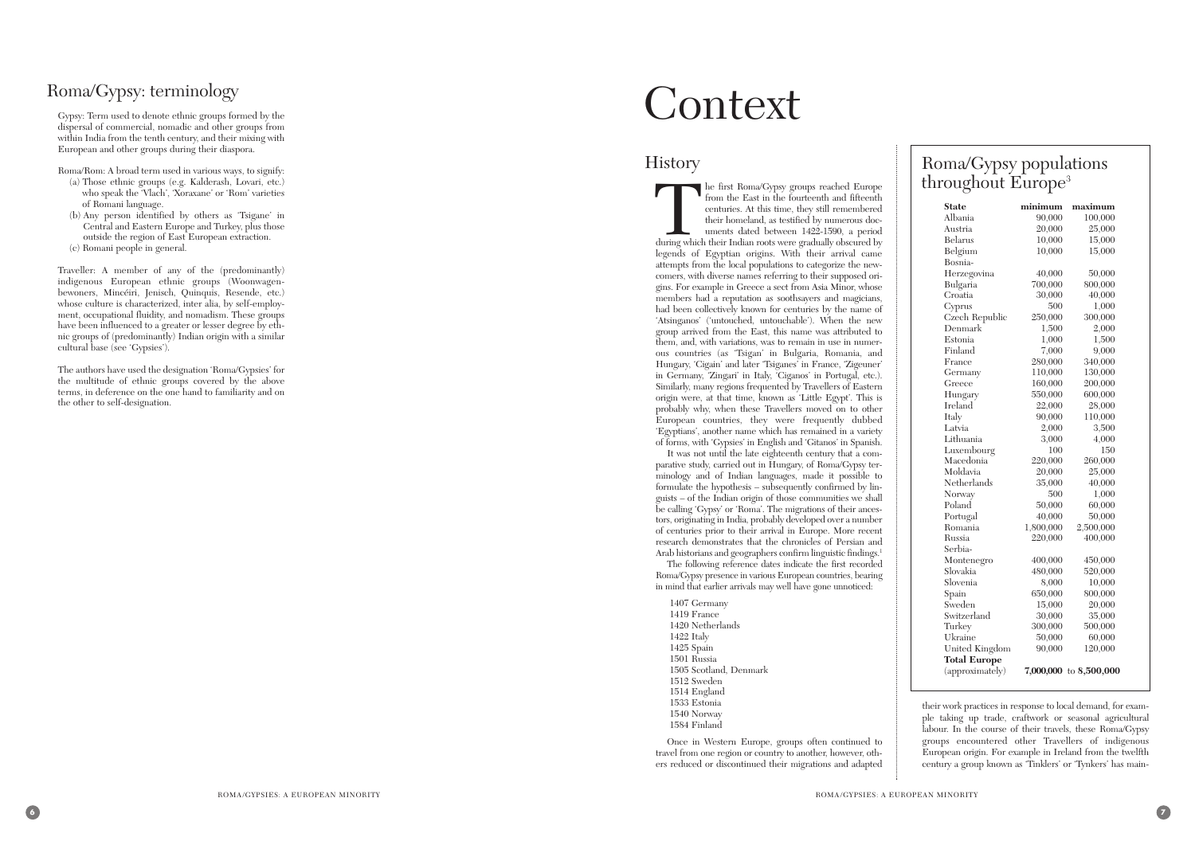## Roma/Gypsy: terminology

Gypsy: Term used to denote ethnic groups formed by the dispersal of commercial, nomadic and other groups from within India from the tenth century, and their mixing with European and other groups during their diaspora.

Roma/Rom: A broad term used in various ways, to signify:

(a) Those ethnic groups (e.g. Kalderash, Lovari, etc.) who speak the 'Vlach', 'Xoraxane' or 'Rom' varieties of Romani language.
(b) Any person identified by others as 'Tsigane' in Central and Eastern Europe and Turkey, plus those outside the region of East European extraction.
(c) Romani people in general.

Traveller: A member of any of the (predominantly) indigenous European ethnic groups (Woonwagenbewoners, Mincéiri, Jenisch, Quinquis, Resende, etc.) whose culture is characterized, inter alia, by self-employment, occupational fluidity, and nomadism. These groups have been influenced to a greater or lesser degree by ethnic groups of (predominantly) Indian origin with a similar cultural base (see 'Gypsies').

The authors have used the designation 'Roma/Gypsies' for the multitude of ethnic groups covered by the above terms, in deference on the one hand to familiarity and on the other to self-designation.

# Context

## History

The first Roma/Gypsy groups reached Europe from the East in the fourteenth and fifteenth centuries. At this time, they still remembered their homeland, as testified by numerous documents dated between 1422-1590, a period during which their Indian roots were gradually obscured by legends of Egyptian origins. With their arrival came attempts from the local populations to categorize the newcomers, with diverse names referring to their supposed origins. For example in Greece a sect from Asia Minor, whose members had a reputation as soothsayers and magicians, had been collectively known for centuries by the name of 'Atsinganos' ('untouched, untouchable'). When the new group arrived from the East, this name was attributed to them, and, with variations, was to remain in use in numerous countries (as 'Tsigan' in Bulgaria, Romania, and Hungary, 'Cigain' and later 'Tsiganes' in France, 'Zigeuner' in Germany, 'Zingari' in Italy, 'Ciganos' in Portugal, etc.). Similarly, many regions frequented by Travellers of Eastern origin were, at that time, known as 'Little Egypt'. This is probably why, when these Travellers moved on to other European countries, they were frequently dubbed 'Egyptians', another name which has remained in a variety of forms, with 'Gypsies' in English and 'Gitanos' in Spanish.

It was not until the late eighteenth century that a comparative study, carried out in Hungary, of Roma/Gypsy terminology and of Indian languages, made it possible to formulate the hypothesis – subsequently confirmed by linguists – of the Indian origin of those communities we shall be calling 'Gypsy' or 'Roma'. The migrations of their ancestors, originating in India, probably developed over a number of centuries prior to their arrival in Europe. More recent research demonstrates that the chronicles of Persian and Arab historians and geographers confirm linguistic findings.[1]

The following reference dates indicate the first recorded Roma/Gypsy presence in various European countries, bearing in mind that earlier arrivals may well have gone unnoticed:

1407 Germany
1419 France
1420 Netherlands
1422 Italy
1425 Spain
1501 Russia
1505 Scotland, Denmark
1512 Sweden
1514 England
1533 Estonia
1540 Norway
1584 Finland

Once in Western Europe, groups often continued to travel from one region or country to another, however, others reduced or discontinued their migrations and adapted their work practices in response to local demand, for example taking up trade, craftwork or seasonal agricultural labour. In the course of their travels, these Roma/Gypsy groups encountered other Travellers of indigenous European origin. For example in Ireland from the twelfth century a group known as 'Tinklers' or 'Tynkers' has main-

## Roma/Gypsy populations throughout Europe[3]

| State | minimum | maximum |
|---|---|---|
| Albania | 90,000 | 100,000 |
| Austria | 20,000 | 25,000 |
| Belarus | 10,000 | 15,000 |
| Belgium | 10,000 | 15,000 |
| Bosnia-Herzegovina | 40,000 | 50,000 |
| Bulgaria | 700,000 | 800,000 |
| Croatia | 30,000 | 40,000 |
| Cyprus | 500 | 1,000 |
| Czech Republic | 250,000 | 300,000 |
| Denmark | 1,500 | 2,000 |
| Estonia | 1,000 | 1,500 |
| Finland | 7,000 | 9,000 |
| France | 280,000 | 340,000 |
| Germany | 110,000 | 130,000 |
| Greece | 160,000 | 200,000 |
| Hungary | 550,000 | 600,000 |
| Ireland | 22,000 | 28,000 |
| Italy | 90,000 | 110,000 |
| Latvia | 2,000 | 3,500 |
| Lithuania | 3,000 | 4,000 |
| Luxembourg | 100 | 150 |
| Macedonia | 220,000 | 260,000 |
| Moldavia | 20,000 | 25,000 |
| Netherlands | 35,000 | 40,000 |
| Norway | 500 | 1,000 |
| Poland | 50,000 | 60,000 |
| Portugal | 40,000 | 50,000 |
| Romania | 1,800,000 | 2,500,000 |
| Russia | 220,000 | 400,000 |
| Serbia-Montenegro | 400,000 | 450,000 |
| Slovakia | 480,000 | 520,000 |
| Slovenia | 8,000 | 10,000 |
| Spain | 650,000 | 800,000 |
| Sweden | 15,000 | 20,000 |
| Switzerland | 30,000 | 35,000 |
| Turkey | 300,000 | 500,000 |
| Ukraine | 50,000 | 60,000 |
| United Kingdom | 90,000 | 120,000 |
| **Total Europe** (approximately) | **7,000,000** to **8,500,000** | |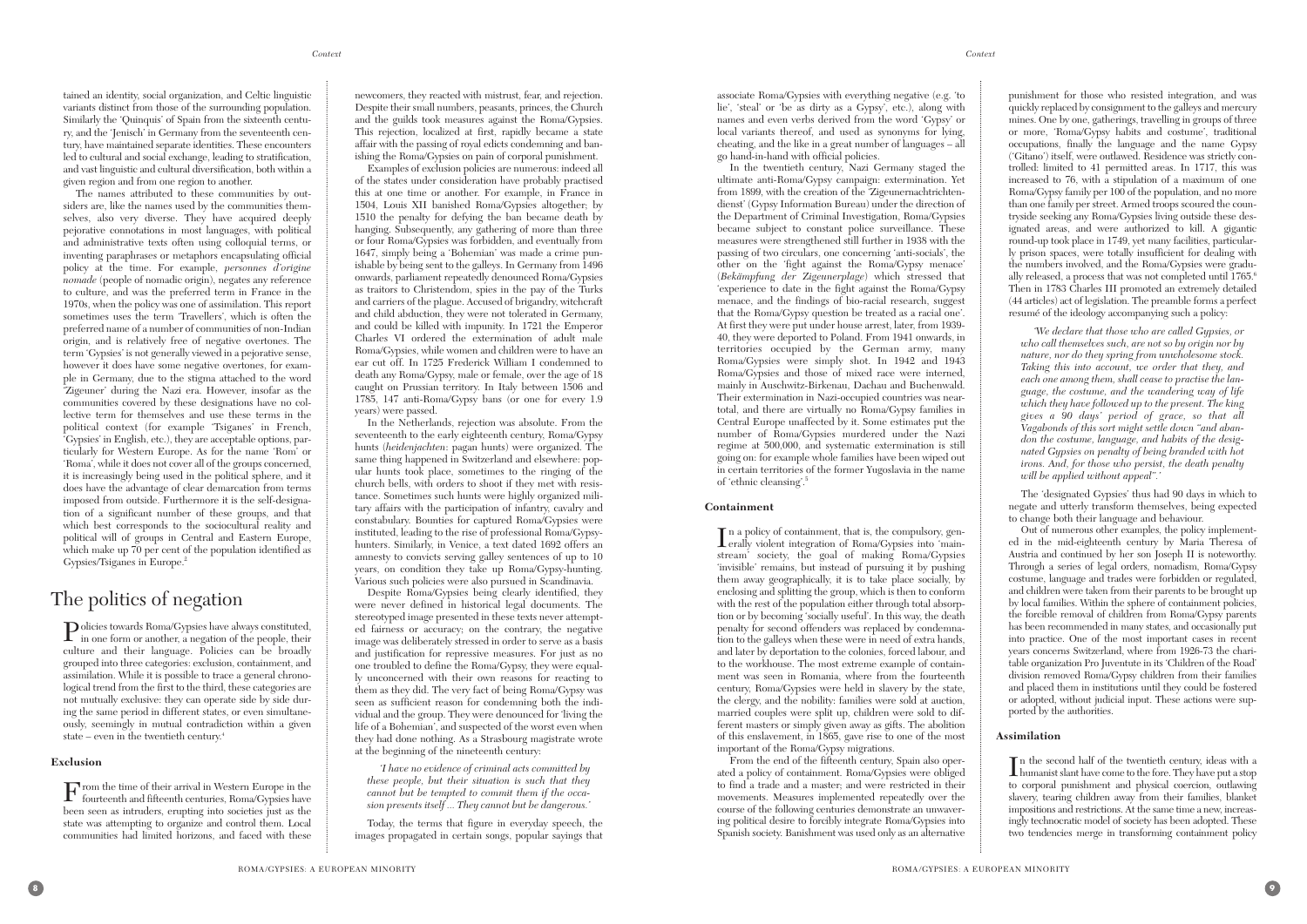tained an identity, social organization, and Celtic linguistic variants distinct from those of the surrounding population. Similarly the 'Quinquis' of Spain from the sixteenth century, and the 'Jenisch' in Germany from the seventeenth century, have maintained separate identities. These encounters led to cultural and social exchange, leading to stratification, and vast linguistic and cultural diversification, both within a given region and from one region to another.

The names attributed to these communities by outsiders are, like the names used by the communities themselves, also very diverse. They have acquired deeply pejorative connotations in most languages, with political and administrative texts often using colloquial terms, or inventing paraphrases or metaphors encapsulating official policy at the time. For example, *personnes d'origine nomade* (people of nomadic origin), negates any reference to culture, and was the preferred term in France in the 1970s, when the policy was one of assimilation. This report sometimes uses the term 'Travellers', which is often the preferred name of a number of communities of non-Indian origin, and is relatively free of negative overtones. The term 'Gypsies' is not generally viewed in a pejorative sense, however it does have some negative overtones, for example in Germany, due to the stigma attached to the word 'Zigeuner' during the Nazi era. However, insofar as the communities covered by these designations have no collective term for themselves and use these terms in the political context (for example 'Tsiganes' in French, 'Gypsies' in English, etc.), they are acceptable options, particularly for Western Europe. As for the name 'Rom' or 'Roma', while it does not cover all of the groups concerned, it is increasingly being used in the political sphere, and it does have the advantage of clear demarcation from terms imposed from outside. Furthermore it is the self-designation of a significant number of these groups, and that which best corresponds to the sociocultural reality and political will of groups in Central and Eastern Europe, which make up 70 per cent of the population identified as Gypsies/Tsiganes in Europe.[3]

## The politics of negation

Policies towards Roma/Gypsies have always constituted, in one form or another, a negation of the people, their culture and their language. Policies can be broadly grouped into three categories: exclusion, containment, and assimilation. While it is possible to trace a general chronological trend from the first to the third, these categories are not mutually exclusive: they can operate side by side during the same period in different states, or even simultaneously, seemingly in mutual contradiction within a given state – even in the twentieth century.[4]

### Exclusion

From the time of their arrival in Western Europe in the fourteenth and fifteenth centuries, Roma/Gypsies have been seen as intruders, erupting into societies just as the state was attempting to organize and control them. Local communities had limited horizons, and faced with these newcomers, they reacted with mistrust, fear, and rejection. Despite their small numbers, peasants, princes, the Church and the guilds took measures against the Roma/Gypsies. This rejection, localized at first, rapidly became a state affair with the passing of royal edicts condemning and banishing the Roma/Gypsies on pain of corporal punishment.

Examples of exclusion policies are numerous: indeed all of the states under consideration have probably practised this at one time or another. For example, in France in 1504, Louis XII banished Roma/Gypsies altogether; by 1510 the penalty for defying the ban became death by hanging. Subsequently, any gathering of more than three or four Roma/Gypsies was forbidden, and eventually from 1647, simply being a 'Bohemian' was made a crime punishable by being sent to the galleys. In Germany from 1496 onwards, parliament repeatedly denounced Roma/Gypsies as traitors to Christendom, spies in the pay of the Turks and carriers of the plague. Accused of brigandry, witchcraft and child abduction, they were not tolerated in Germany, and could be killed with impunity. In 1721 the Emperor Charles VI ordered the extermination of adult male Roma/Gypsies, while women and children were to have an ear cut off. In 1725 Frederick William I condemned to death any Roma/Gypsy, male or female, over the age of 18 caught on Prussian territory. In Italy between 1506 and 1785, 147 anti-Roma/Gypsy bans (or one for every 1.9 years) were passed.

In the Netherlands, rejection was absolute. From the seventeenth to the early eighteenth century, Roma/Gypsy hunts (*heidenjachten*: pagan hunts) were organized. The same thing happened in Switzerland and elsewhere: popular hunts took place, sometimes to the ringing of the church bells, with orders to shoot if they met with resistance. Sometimes such hunts were highly organized military affairs with the participation of infantry, cavalry and constabulary. Bounties for captured Roma/Gypsies were instituted, leading to the rise of professional Roma/Gypsy-hunters. Similarly, in Venice, a text dated 1692 offers an amnesty to convicts serving galley sentences of up to 10 years, on condition they take up Roma/Gypsy-hunting. Various such policies were also pursued in Scandinavia.

Despite Roma/Gypsies being clearly identified, they were never defined in historical legal documents. The stereotyped image presented in these texts never attempted fairness or accuracy; on the contrary, the negative image was deliberately stressed in order to serve as a basis and justification for repressive measures. For just as no one troubled to define the Roma/Gypsy, they were equally unconcerned with their own reasons for reacting to them as they did. The very fact of being Roma/Gypsy was seen as sufficient reason for condemning both the individual and the group. They were denounced for 'living the life of a Bohemian', and suspected of the worst even when they had done nothing. As a Strasbourg magistrate wrote at the beginning of the nineteenth century:

> *'I have no evidence of criminal acts committed by these people, but their situation is such that they cannot but be tempted to commit them if the occasion presents itself ... They cannot but be dangerous.'*

Today, the terms that figure in everyday speech, the images propagated in certain songs, popular sayings that associate Roma/Gypsies with everything negative (e.g. 'to lie', 'steal' or 'be as dirty as a Gypsy', etc.), along with names and even verbs derived from the word 'Gypsy' or local variants thereof, and used as synonyms for lying, cheating, and the like in a great number of languages – all go hand-in-hand with official policies.

In the twentieth century, Nazi Germany staged the ultimate anti-Roma/Gypsy campaign: extermination. Yet from 1899, with the creation of the 'Zigeunernachtrichtendienst' (Gypsy Information Bureau) under the direction of the Department of Criminal Investigation, Roma/Gypsies became subject to constant police surveillance. These measures were strengthened still further in 1938 with the passing of two circulars, one concerning 'anti-socials', the other on the 'fight against the Roma/Gypsy menace' (*Bekämpfung der Zigeunerplage*) which stressed that 'experience to date in the fight against the Roma/Gypsy menace, and the findings of bio-racial research, suggest that the Roma/Gypsy question be treated as a racial one'. At first they were put under house arrest, later, from 1939-40, they were deported to Poland. From 1941 onwards, in territories occupied by the German army, many Roma/Gypsies were simply shot. In 1942 and 1943 Roma/Gypsies and those of mixed race were interned, mainly in Auschwitz-Birkenau, Dachau and Buchenwald. Their extermination in Nazi-occupied countries was near-total, and there are virtually no Roma/Gypsy families in Central Europe unaffected by it. Some estimates put the number of Roma/Gypsies murdered under the Nazi regime at 500,000, and systematic extermination is still going on: for example whole families have been wiped out in certain territories of the former Yugoslavia in the name of 'ethnic cleansing'.[5]

### Containment

In a policy of containment, that is, the compulsory, generally violent integration of Roma/Gypsies into 'mainstream' society, the goal of making Roma/Gypsies 'invisible' remains, but instead of pursuing it by pushing them away geographically, it is to take place socially, by enclosing and splitting the group, which is then to conform with the rest of the population either through total absorption or by becoming 'socially useful'. In this way, the death penalty for second offenders was replaced by condemnation to the galleys when these were in need of extra hands, and later by deportation to the colonies, forced labour, and to the workhouse. The most extreme example of containment was seen in Romania, where from the fourteenth century, Roma/Gypsies were held in slavery by the state, the clergy, and the nobility: families were sold at auction, married couples were split up, children were sold to different masters or simply given away as gifts. The abolition of this enslavement, in 1865, gave rise to one of the most important of the Roma/Gypsy migrations.

From the end of the fifteenth century, Spain also operated a policy of containment. Roma/Gypsies were obliged to find a trade and a master; and were restricted in their movements. Measures implemented repeatedly over the course of the following centuries demonstrate an unwavering political desire to forcibly integrate Roma/Gypsies into Spanish society. Banishment was used only as an alternative punishment for those who resisted integration, and was quickly replaced by consignment to the galleys and mercury mines. One by one, gatherings, travelling in groups of three or more, 'Roma/Gypsy habits and costume', traditional occupations, finally the language and the name Gypsy ('Gitano') itself, were outlawed. Residence was strictly controlled: limited to 41 permitted areas. In 1717, this was increased to 76, with a stipulation of a maximum of one Roma/Gypsy family per 100 of the population, and no more than one family per street. Armed troops scoured the countryside seeking any Roma/Gypsies living outside these designated areas, and were authorized to kill. A gigantic round-up took place in 1749, yet many facilities, particularly prison spaces, were totally insufficient for dealing with the numbers involved, and the Roma/Gypsies were gradually released, a process that was not completed until 1765.[6] Then in 1783 Charles III promoted an extremely detailed (44 articles) act of legislation. The preamble forms a perfect resumé of the ideology accompanying such a policy:

> *'We declare that those who are called Gypsies, or who call themselves such, are not so by origin nor by nature, nor do they spring from unwholesome stock. Taking this into account, we order that they, and each one among them, shall cease to practise the language, the costume, and the wandering way of life which they have followed up to the present. The king gives a 90 days' period of grace, so that all Vagabonds of this sort might settle down "and abandon the costume, language, and habits of the designated Gypsies on penalty of being branded with hot irons. And, for those who persist, the death penalty will be applied without appeal".'*

The 'designated Gypsies' thus had 90 days in which to negate and utterly transform themselves, being expected to change both their language and behaviour.

Out of numerous other examples, the policy implemented in the mid-eighteenth century by Maria Theresa of Austria and continued by her son Joseph II is noteworthy. Through a series of legal orders, nomadism, Roma/Gypsy costume, language and trades were forbidden or regulated, and children were taken from their parents to be brought up by local families. Within the sphere of containment policies, the forcible removal of children from Roma/Gypsy parents has been recommended in many states, and occasionally put into practice. One of the most important cases in recent years concerns Switzerland, where from 1926-73 the charitable organization Pro Juventute in its 'Children of the Road' division removed Roma/Gypsy children from their families and placed them in institutions until they could be fostered or adopted, without judicial input. These actions were supported by the authorities.

### Assimilation

In the second half of the twentieth century, ideas with a humanist slant have come to the fore. They have put a stop to corporal punishment and physical coercion, outlawing slavery, tearing children away from their families, blanket impositions and restrictions. At the same time a new, increasingly technocratic model of society has been adopted. These two tendencies merge in transforming containment policy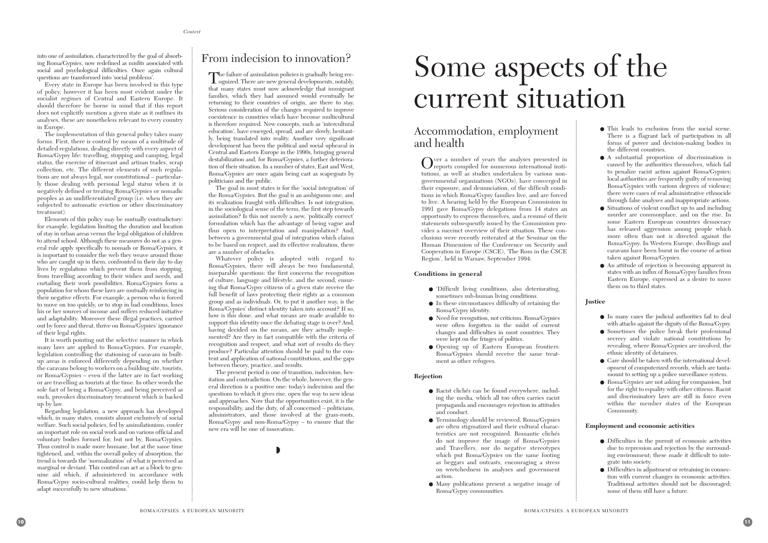into one of assimilation, characterized by the goal of absorbing Roma/Gypsies, now redefined as misfits associated with social and psychological difficulties. Once again cultural questions are transformed into 'social problems'.

Every state in Europe has been involved in this type of policy, however it has been most evident under the socialist regimes of Central and Eastern Europe. It should therefore be borne in mind that if this report does not explicitly mention a given state as it outlines its analyses, these are nonetheless relevant to every country in Europe.

The implementation of this general policy takes many forms. First, there is control by means of a multitude of detailed regulations, dealing directly with every aspect of Roma/Gypsy life: travelling, stopping and camping, legal status, the exercise of itinerant and artisan trades, scrap collection, etc. The different elements of such regulations are not always legal, nor constitutional – particularly those dealing with personal legal status when it is negatively defined or treating Roma/Gypsies or nomadic peoples as an undifferentiated group (i.e. when they are subjected to automatic eviction or other discriminatory treatment).

Elements of this policy may be mutually contradictory: for example, legislation limiting the duration and location of stay in urban areas versus the legal obligation of children to attend school. Although these measures do not as a general rule apply specifically to nomads or Roma/Gypsies, it is important to consider the web they weave around those who are caught up in them, confronted in their day to day lives by regulations which prevent them from stopping, from travelling according to their wishes and needs, and curtailing their work possibilities. Roma/Gypsies form a population for whom these laws are mutually reinforcing in their negative effects. For example, a person who is forced to move on too quickly, or to stop in bad conditions, loses his or her sources of income and suffers reduced initiative and adaptability. Moreover these illegal practices, carried out by force and threat, thrive on Roma/Gypsies' ignorance of their legal rights.

It is worth pointing out the selective manner in which many laws are applied to Roma/Gypsies. For example, legislation controlling the stationing of caravans in built-up areas is enforced differently depending on whether the caravans belong to workers on a building site, tourists, or Roma/Gypsies – even if the latter are in fact working or are travelling as tourists at the time. In other words the sole fact of being a Roma/Gypsy, and being perceived as such, provokes discriminatory treatment which is backed up by law.

Regarding legislation, a new approach has developed which, in many states, consists almost exclusively of social welfare. Such social policies, fed by assimilationism, confer an important role on social work and on various official and voluntary bodies formed for, but not by, Roma/Gypsies. Thus control is made more humane, but at the same time tightened, and, within the overall policy of absorption, the trend is towards the 'normalization' of what is perceived as marginal or deviant. This control can act as a block to genuine aid which, if administered in accordance with Roma/Gypsy socio-cultural realities, could help them to adapt successfully to new situations.[7]

## From indecision to innovation?

The failure of assimilation policies is gradually being recognized. There are new general developments, notably, that many states must now acknowledge that immigrant families, which they had assumed would eventually be returning to their countries of origin, are there to stay. Serious consideration of the changes required to improve coexistence in countries which have become multicultural is therefore required. New concepts, such as 'intercultural education', have emerged, spread, and are slowly, hesitantly, being translated into reality. Another very significant development has been the political and social upheaval in Central and Eastern Europe in the 1990s, bringing general destabilization and, for Roma/Gypsies, a further deterioration of their situation. In a number of states, East and West, Roma/Gypsies are once again being cast as scapegoats by politicians and the public.

The goal in most states is for the 'social integration' of the Roma/Gypsies. But the goal is an ambiguous one, and its realization fraught with difficulties. Is not integration, in the sociological sense of the term, the first step towards assimilation? Is this not merely a new, 'politically correct' formulation which has the advantage of being vague and thus open to interpretation and manipulation? And, between a governmental goal of integration which claims to be based on respect, and its effective realization, there are a number of obstacles.

Whatever policy is adopted with regard to Roma/Gypsies, there will always be two fundamental, inseparable questions: the first concerns the recognition of culture, language and lifestyle, and the second, ensuring that Roma/Gypsy citizens of a given state receive the full benefit of laws protecting their rights as a common group and as individuals. Or, to put it another way, is the Roma/Gypsies' distinct identity taken into account? If so, how is this done, and what means are made available to support this identity once the debating stage is over? And, having decided on the means, are they actually implemented? Are they in fact compatible with the criteria of recognition and respect, and what sort of results do they produce? Particular attention should be paid to the content and application of national constitutions, and the gaps between theory, practice, and results.

The present period is one of transition, indecision, hesitation and contradiction. On the whole, however, the general direction is a positive one: today's indecision and the questions to which it gives rise, open the way to new ideas and approaches. Now that the opportunities exist, it is the responsibility, and the duty, of all concerned – politicians, administrators, and those involved at the grass-roots, Roma/Gypsy and non-Roma/Gypsy – to ensure that the new era will be one of innovation.

# Some aspects of the current situation

## Accommodation, employment and health

Over a number of years the analyses presented in reports compiled for numerous international institutions, as well as studies undertaken by various non-governmental organizations (NGOs), have converged in their exposure, and denunciation, of the difficult conditions in which Roma/Gypsy families live, and are forced to live. A hearing held by the European Commission in 1991 gave Roma/Gypsy delegations from 14 states an opportunity to express themselves, and a resumé of their statements subsequently issued by the Commission provides a succinct overview of their situation. These conclusions were recently reiterated at the Seminar on the Human Dimension of the Conference on Security and Cooperation in Europe (CSCE), 'The Rom in the CSCE Region', held in Warsaw, September 1994:

### Conditions in general

- 'Difficult living conditions, also deteriorating, sometimes sub-human living conditions.
- In these circumstances difficulty of retaining the Roma/Gypsy identity.
- Need for recognition, not criticism. Roma/Gypsies were often forgotten in the midst of current changes and difficulties in most countries. They were kept on the fringes of politics.
- Opening up of Eastern European frontiers: Roma/Gypsies should receive the same treatment as other refugees.

### Rejection

- Racist clichés can be found everywhere, including the media, which all too often carries racist propaganda and encourages rejection in attitudes and conduct.
- Terminology should be reviewed. Roma/Gypsies are often stigmatized and their cultural characteristics are not recognized. Romantic clichés do not improve the image of Roma/Gypsies and Travellers, nor do negative stereotypes which put Roma/Gypsies on the same footing as beggars and outcasts, encouraging a stress on wretchedness in analyses and government action.
- Many publications present a negative image of Roma/Gypsy communities.
- This leads to exclusion from the social scene. There is a flagrant lack of participation in all forms of power and decision-making bodies in the different countries.
- A substantial proportion of discrimination is caused by the authorities themselves, which fail to penalize racist action against Roma/Gypsies; local authorities are frequently guilty of removing Roma/Gypsies with various degrees of violence; there were cases of real administrative ethnocide through false analyses and inappropriate actions.
- Situations of violent conflict up to and including murder are commonplace, and on the rise. In some Eastern European countries democracy has released aggression among people which more often than not is directed against the Roma/Gypsy. In Western Europe, dwellings and caravans have been burnt in the course of action taken against Roma/Gypsies.
- An attitude of rejection is becoming apparent in states with an influx of Roma/Gypsy families from Eastern Europe, expressed as a desire to move them on to third states.

### Justice

- In many cases the judicial authorities fail to deal with attacks against the dignity of the Roma/Gypsy.
- Sometimes the police break their professional secrecy and violate national constitutions by revealing, where Roma/Gypsies are involved, the ethnic identity of detainees.
- Care should be taken with the international development of computerized records, which are tantamount to setting up a police surveillance system.
- Roma/Gypsies are not asking for compassion, but for the right to equality with other citizens. Racist and discriminatory laws are still in force even within the member states of the European Community.

### Employment and economic activities

- Difficulties in the pursuit of economic activities due to repression and rejection by the surrounding environment; these made it difficult to integrate into society.
- Difficulties in adjustment or retraining in connection with current changes in economic activities. Traditional activities should not be discouraged; some of them still have a future.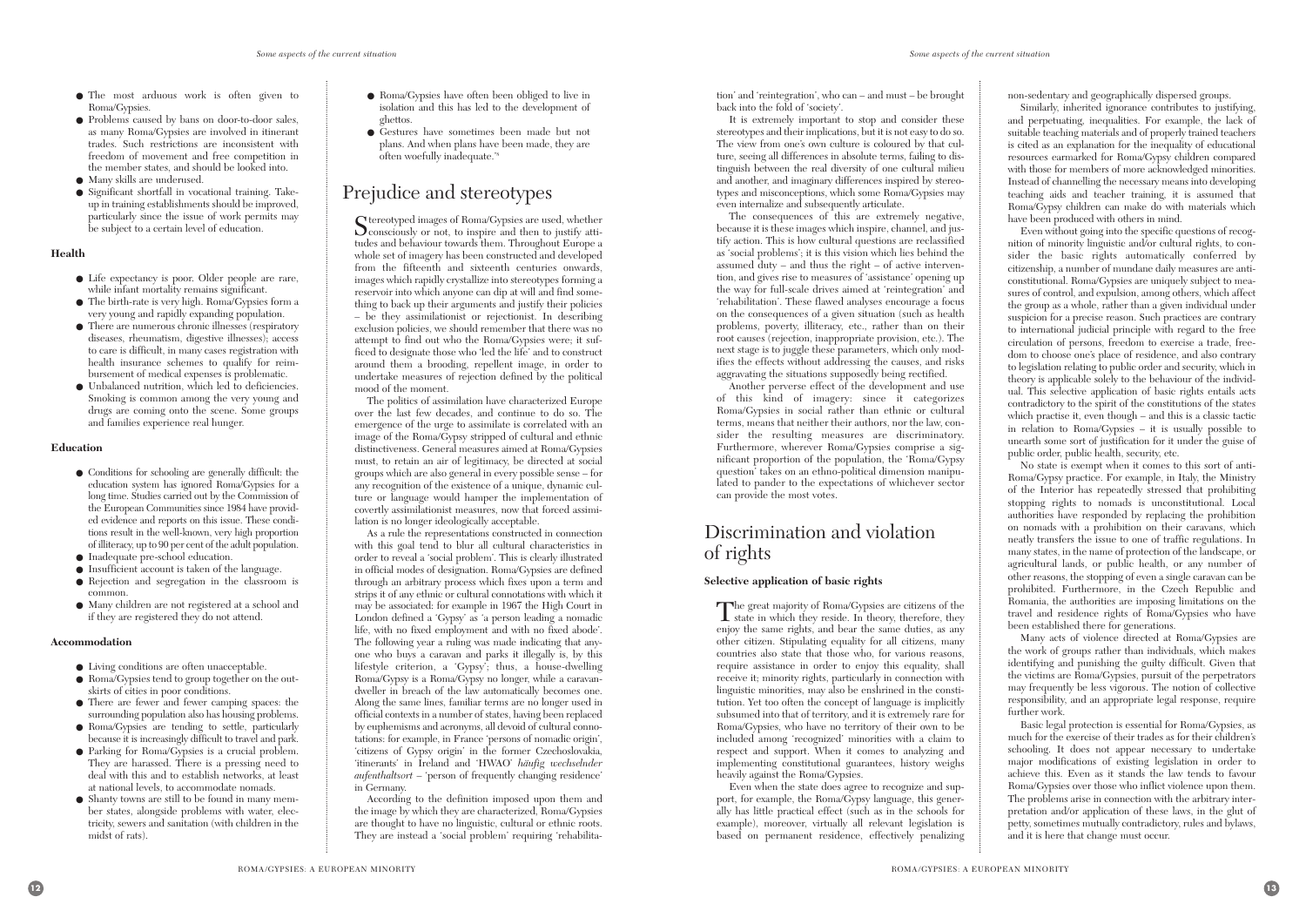- The most arduous work is often given to Roma/Gypsies.
- Problems caused by bans on door-to-door sales, as many Roma/Gypsies are involved in itinerant trades. Such restrictions are inconsistent with freedom of movement and free competition in the member states, and should be looked into.
- Many skills are underused.
- Significant shortfall in vocational training. Take-up in training establishments should be improved, particularly since the issue of work permits may be subject to a certain level of education.

#### Health

- Life expectancy is poor. Older people are rare, while infant mortality remains significant.
- The birth-rate is very high. Roma/Gypsies form a very young and rapidly expanding population.
- There are numerous chronic illnesses (respiratory diseases, rheumatism, digestive illnesses); access to care is difficult, in many cases registration with health insurance schemes to qualify for reimbursement of medical expenses is problematic.
- Unbalanced nutrition, which led to deficiencies. Smoking is common among the very young and drugs are coming onto the scene. Some groups and families experience real hunger.

#### Education

- Conditions for schooling are generally difficult: the education system has ignored Roma/Gypsies for a long time. Studies carried out by the Commission of the European Communities since 1984 have provided evidence and reports on this issue. These conditions result in the well-known, very high proportion of illiteracy, up to 90 per cent of the adult population.
- Inadequate pre-school education.
- Insufficient account is taken of the language.
- Rejection and segregation in the classroom is common.
- Many children are not registered at a school and if they are registered they do not attend.

#### Accommodation

- Living conditions are often unacceptable.
- Roma/Gypsies tend to group together on the outskirts of cities in poor conditions.
- There are fewer and fewer camping spaces: the surrounding population also has housing problems.
- Roma/Gypsies are tending to settle, particularly because it is increasingly difficult to travel and park.
- Parking for Roma/Gypsies is a crucial problem. They are harassed. There is a pressing need to deal with this and to establish networks, at least at national levels, to accommodate nomads.
- Shanty towns are still to be found in many member states, alongside problems with water, electricity, sewers and sanitation (with children in the midst of rats).
- Roma/Gypsies have often been obliged to live in isolation and this has led to the development of ghettos.
- Gestures have sometimes been made but not plans. And when plans have been made, they are often woefully inadequate."[8]

## Prejudice and stereotypes

Stereotyped images of Roma/Gypsies are used, whether consciously or not, to inspire and then to justify attitudes and behaviour towards them. Throughout Europe a whole set of imagery has been constructed and developed from the fifteenth and sixteenth centuries onwards, images which rapidly crystallize into stereotypes forming a reservoir into which anyone can dip at will and find something to back up their arguments and justify their policies – be they assimilationist or rejectionist. In describing exclusion policies, we should remember that there was no attempt to find out who the Roma/Gypsies were; it sufficed to designate those who 'led the life' and to construct around them a brooding, repellent image, in order to undertake measures of rejection defined by the political mood of the moment.

The politics of assimilation have characterized Europe over the last few decades, and continue to do so. The emergence of the urge to assimilate is correlated with an image of the Roma/Gypsy stripped of cultural and ethnic distinctiveness. General measures aimed at Roma/Gypsies must, to retain an air of legitimacy, be directed at social groups which are also general in every possible sense – for any recognition of the existence of a unique, dynamic culture or language would hamper the implementation of covertly assimilationist measures, now that forced assimilation is no longer ideologically acceptable.

As a rule the representations constructed in connection with this goal tend to blur all cultural characteristics in order to reveal a 'social problem'. This is clearly illustrated in official modes of designation. Roma/Gypsies are defined through an arbitrary process which fixes upon a term and strips it of any ethnic or cultural connotations with which it may be associated: for example in 1967 the High Court in London defined a 'Gypsy' as 'a person leading a nomadic life, with no fixed employment and with no fixed abode'. The following year a ruling was made indicating that anyone who buys a caravan and parks it illegally is, by this lifestyle criterion, a 'Gypsy'; thus, a house-dwelling Roma/Gypsy is a Roma/Gypsy no longer, while a caravan-dweller in breach of the law automatically becomes one. Along the same lines, familiar terms are no longer used in official contexts in a number of states, having been replaced by euphemisms and acronyms, all devoid of cultural connotations: for example, in France 'persons of nomadic origin', 'citizens of Gypsy origin' in the former Czechoslovakia, 'itinerants' in Ireland and 'HWAO' *häufig wechselnder aufenthaltsort* – 'person of frequently changing residence' in Germany.

According to the definition imposed upon them and the image by which they are characterized, Roma/Gypsies are thought to have no linguistic, cultural or ethnic roots. They are instead a 'social problem' requiring 'rehabilitation' and 'reintegration', who can – and must – be brought back into the fold of 'society'.

It is extremely important to stop and consider these stereotypes and their implications, but it is not easy to do so. The view from one's own culture is coloured by that culture, seeing all differences in absolute terms, failing to distinguish between the real diversity of one cultural milieu and another, and imaginary differences inspired by stereotypes and misconceptions, which some Roma/Gypsies may even internalize and subsequently articulate.

The consequences of this are extremely negative, because it is these images which inspire, channel, and justify action. This is how cultural questions are reclassified as 'social problems'; it is this vision which lies behind the assumed duty – and thus the right – of active intervention, and gives rise to measures of 'assistance' opening up the way for full-scale drives aimed at 'reintegration' and 'rehabilitation'. These flawed analyses encourage a focus on the consequences of a given situation (such as health problems, poverty, illiteracy, etc., rather than on their root causes (rejection, inappropriate provision, etc.). The next stage is to juggle these parameters, which only modifies the effects without addressing the causes, and risks aggravating the situations supposedly being rectified.

Another perverse effect of the development and use of this kind of imagery: since it categorizes Roma/Gypsies in social rather than ethnic or cultural terms, means that neither their authors, nor the law, consider the resulting measures are discriminatory. Furthermore, wherever Roma/Gypsies comprise a significant proportion of the population, the 'Roma/Gypsy question' takes on an ethno-political dimension manipulated to pander to the expectations of whichever sector can provide the most votes.

## Discrimination and violation of rights

#### Selective application of basic rights

The great majority of Roma/Gypsies are citizens of the state in which they reside. In theory, therefore, they enjoy the same rights, and bear the same duties, as any other citizen. Stipulating equality for all citizens, many countries also state that those who, for various reasons, require assistance in order to enjoy this equality, shall receive it; minority rights, particularly in connection with linguistic minorities, may also be enshrined in the constitution. Yet too often the concept of language is implicitly subsumed into that of territory, and it is extremely rare for Roma/Gypsies, who have no territory of their own to be included among 'recognized' minorities with a claim to respect and support. When it comes to analyzing and implementing constitutional guarantees, history weighs heavily against the Roma/Gypsies.

Even when the state does agree to recognize and support, for example, the Roma/Gypsy language, this generally has little practical effect (such as in the schools for example), moreover, virtually all relevant legislation is based on permanent residence, effectively penalizing non-sedentary and geographically dispersed groups.

Similarly, inherited ignorance contributes to justifying, and perpetuating, inequalities. For example, the lack of suitable teaching materials and of properly trained teachers is cited as an explanation for the inequality of educational resources earmarked for Roma/Gypsy children compared with those for members of more acknowledged minorities. Instead of channelling the necessary means into developing teaching aids and teacher training, it is assumed that Roma/Gypsy children can make do with materials which have been produced with others in mind.

Even without going into the specific questions of recognition of minority linguistic and/or cultural rights, to consider the basic rights automatically conferred by citizenship, a number of mundane daily measures are anti-constitutional. Roma/Gypsies are uniquely subject to measures of control, and expulsion, among others, which affect the group as a whole, rather than a given individual under suspicion for a precise reason. Such practices are contrary to international judicial principle with regard to the free circulation of persons, freedom to exercise a trade, freedom to choose one's place of residence, and also contrary to legislation relating to public order and security, which in theory is applicable solely to the behaviour of the individual. This selective application of basic rights entails acts contradictory to the spirit of the constitutions of the states which practise it, even though – and this is a classic tactic in relation to Roma/Gypsies – it is usually possible to unearth some sort of justification for it under the guise of public order, public health, security, etc.

No state is exempt when it comes to this sort of anti-Roma/Gypsy practice. For example, in Italy, the Ministry of the Interior has repeatedly stressed that prohibiting stopping rights to nomads is unconstitutional. Local authorities have responded by replacing the prohibition on nomads with a prohibition on their caravans, which neatly transfers the issue to one of traffic regulations. In many states, in the name of protection of the landscape, or agricultural lands, or public health, or any number of other reasons, the stopping of even a single caravan can be prohibited. Furthermore, in the Czech Republic and Romania, the authorities are imposing limitations on the travel and residence rights of Roma/Gypsies who have been established there for generations.

Many acts of violence directed at Roma/Gypsies are the work of groups rather than individuals, which makes identifying and punishing the guilty difficult. Given that the victims are Roma/Gypsies, pursuit of the perpetrators may frequently be less vigorous. The notion of collective responsibility, and an appropriate legal response, require further work.

Basic legal protection is essential for Roma/Gypsies, as much for the exercise of their trades as for their children's schooling. It does not appear necessary to undertake major modifications of existing legislation in order to achieve this. Even as it stands the law tends to favour Roma/Gypsies over those who inflict violence upon them. The problems arise in connection with the arbitrary interpretation and/or application of these laws, in the glut of petty, sometimes mutually contradictory, rules and bylaws, and it is here that change must occur.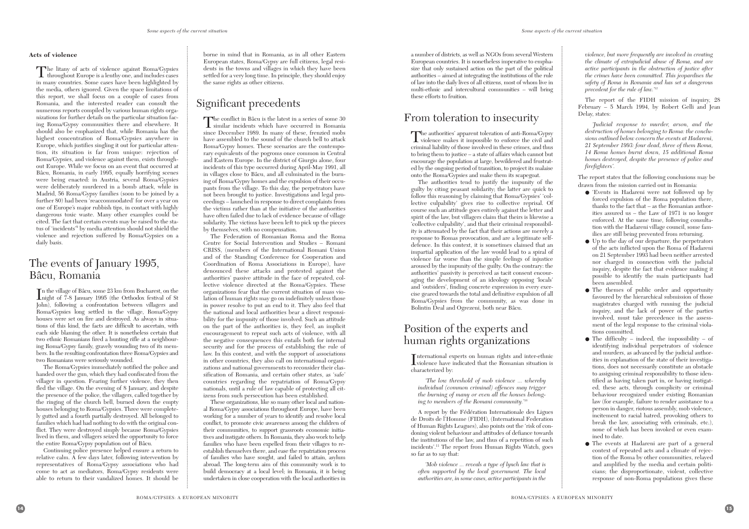#### Acts of violence

The litany of acts of violence against Roma/Gypsies throughout Europe is a lengthy one, and includes cases in many countries. Some cases have been highlighted by the media, others ignored. Given the space limitations of this report, we shall focus on a couple of cases from Romania, and the interested reader can consult the numerous reports compiled by various human rights organizations for further details on the particular situation facing Roma/Gypsy communities there and elsewhere. It should also be emphasized that, while Romania has the highest concentration of Roma/Gypsies anywhere in Europe, which justifies singling it out for particular attention, its situation is far from unique: rejection of Roma/Gypsies, and violence against them, exists throughout Europe. While we focus on an event that occurred at Bâcu, Romania, in early 1995, equally horrifying scenes were being enacted: in Austria, several Roma/Gypsies were deliberately murdered in a bomb attack, while in Madrid, 56 Roma/Gypsy families (soon to be joined by a further 80) had been 'reaccommodated' for over a year on one of Europe's major rubbish tips, in contact with highly dangerous toxic waste. Many other examples could be cited. The fact that certain events may be raised to the status of 'incidents'[9] by media attention should not shield the violence and rejection suffered by Roma/Gypsies on a daily basis.

## The events of January 1995, Bâcu, Romania

In the village of Bâcu, some 23 km from Bucharest, on the night of 7-8 January 1995 (the Orthodox festival of St John), following a confrontation between villagers and Roma/Gypsies long settled in the village, Roma/Gypsy houses were set on fire and destroyed. As always in situations of this kind, the facts are difficult to ascertain, with each side blaming the other. It is nonetheless certain that two ethnic Romanians fired a hunting rifle at a neighbouring Roma/Gypsy family, gravely wounding two of its members. In the resulting confrontation three Roma/Gypsies and two Romanians were seriously wounded.

The Roma/Gypsies immediately notified the police and handed over the gun, which they had confiscated from the villager in question. Fearing further violence, they then fled the village. On the evening of 8 January, and despite the presence of the police, the villagers, called together by the ringing of the church bell, burned down the empty houses belonging to Roma/Gypsies. Three were completely gutted and a fourth partially destroyed. All belonged to families which had had nothing to do with the original conflict. They were destroyed simply because Roma/Gypsies lived in them, and villagers seized the opportunity to force the entire Roma/Gypsy population out of Bâcu.

Continuing police presence helped ensure a return to relative calm. A few days later, following intervention by representatives of Roma/Gypsy associations who had come to act as mediators, Roma/Gypsy residents were able to return to their vandalized homes. It should be borne in mind that in Romania, as in all other Eastern European states, Roma/Gypsy are full citizens, legal residents in the towns and villages in which they have been settled for a very long time. In principle, they should enjoy the same rights as other citizens.

## Significant precedents

The conflict in Bâcu is the latest in a series of some 30 similar incidents which have occurred in Romania since December 1989. In many of these, frenzied mobs have assembled to the sound of the church bell to attack Roma/Gypsy homes. These scenarios are the contemporary equivalents of the pogroms once common in Central and Eastern Europe. In the district of Giurgiu alone, four incidents of this type occurred during April-May 1991, all in villages close to Bâcu, and all culminated in the burning of Roma/Gypsy homes and the expulsion of their occupants from the village. To this day, the perpetrators have not been brought to justice. Investigations and legal proceedings – launched in response to direct complaints from the victims rather than at the initiative of the authorities have often failed due to lack of evidence because of village solidarity. The victims have been left to pick up the pieces by themselves, with no compensation.

The Federation of Romanian Roma and the Roma Centre for Social Intervention and Studies – Romani CRISS, (members of the International Romani Union and of the Standing Conference for Cooperation and Coordination of Roma Associations in Europe), have denounced these attacks and protested against the authorities' passive attitude in the face of repeated, collective violence directed at the Roma/Gypsies. These organizations fear that the current situation of mass violation of human rights may go on indefinitely unless those in power resolve to put an end to it. They also feel that the national and local authorities bear a direct responsibility for the impunity of those involved. Such an attitude on the part of the authorities is, they feel, an implicit encouragement to repeat such acts of violence, with all the negative consequences this entails both for internal security and for the process of establishing the rule of law. In this context, and with the support of associations in other countries, they also call on international organizations and national governments to reconsider their classification of Romania, and certain other states, as 'safe' countries regarding the repatriation of Roma/Gypsy nationals, until a rule of law capable of protecting all citizens from such persecution has been established.

These organizations, like so many other local and national Roma/Gypsy associations throughout Europe, have been working for a number of years to identify and resolve local conflict, to promote civic awareness among the children of their communities, to support grassroots economic initiatives and instigate others. In Romania, they also work to help families who have been expelled from their villages to re-establish themselves there, and ease the repatriation process of families who have sought, and failed to attain, asylum abroad. The long-term aim of this community work is to build democracy at a local level; in Romania, it is being undertaken in close cooperation with the local authorities in a number of districts, as well as NGOs from several Western European countries. It is nonetheless imperative to emphasize that only sustained action on the part of the political authorities – aimed at integrating the institutions of the rule of law into the daily lives of all citizens, most of whom live in multi-ethnic and intercultural communities – will bring these efforts to fruition.

## From toleration to insecurity

The authorities' apparent toleration of anti-Roma/Gypsy violence makes it impossible to enforce the civil and criminal liability of those involved in these crimes, and thus to bring them to justice – a state of affairs which cannot but encourage the population at large, bewildered and frustrated by the ongoing period of transition, to project its malaise onto the Roma/Gypsies and make them its scapegoat.

The authorities tend to justify the impunity of the guilty by citing peasant solidarity; the latter are quick to follow this reasoning by claiming that Roma/Gypsies' 'collective culpability' gives rise to collective reprisal. Of course such an attitude goes entirely against the letter and spirit of the law, but villagers claim that theirs is likewise a 'collective culpability', and that their criminal responsibility is attenuated by the fact that their actions are merely a response to Romas provocation, and are a legitimate self-defence. In this context, it is sometimes claimed that an impartial application of the law would lead to a spiral of violence far worse than the simple feelings of injustice aroused by the impunity of the guilty. On the contrary: the authorities' passivity is perceived as tacit consent encouraging the development of an ideology opposing 'locals' and 'outsiders', finding concrete expression in every exercise geared towards the total and definitive expulsion of all Roma/Gypsies from the community, as was done in Bolintin Deal and Ogrezeni, both near Bâcu.

## Position of the experts and human rights organizations

International experts on human rights and inter-ethnic violence have indicated that the Romanian situation is characterized by:

> *'The low threshold of mob violence ... whereby individual (common criminal) offences may trigger the burning of many or even all the houses belonging to members of the Romani community.'*[10]

A report by the Fédération Internationale des Ligues de Droits de l'Homme (FIDH), (International Federation of Human Rights Leagues), also points out the 'risk of condoning violent behaviour and attitudes of defiance towards the institutions of the law, and thus of a repetition of such incidents'.[11] The report from Human Rights Watch, goes so far as to say that:

> *'Mob violence ... reveals a type of lynch law that is often supported by the local government. The local authorities are, in some cases, active participants in the violence, but more frequently are involved in creating the climate of extrajudicial abuse of Roma, and are active participants in the obstruction of justice after the crimes have been committed. This jeopardises the safety of Roma in Romania and has set a dangerous precedent for the rule of law.'*[12]

The report of the FIDH mission of inquiry, 28 February – 5 March 1994, by Robert Gelli and Jean Delay, states:

> *'Judicial response to murder, arson, and the destruction of homes belonging to Roma: the conclusions outlined below concern the events at Hadareni, 21 September 1993: four dead, three of them Roma, 14 Roma homes burnt down, 15 additional Roma homes destroyed, despite the presence of police and firefighters'.*

The report states that the following conclusions may be drawn from the mission carried out in Romania:

- 'Events in Hadareni were not followed up by forced expulsion of the Roma population there, thanks to the fact that – as the Romanian authorities assured us – the Law of 1971 is no longer enforced. At the same time, following consultation with the Hadareni village council, some families are still being prevented from returning.
- Up to the day of our departure, the perpetrators of the acts inflicted upon the Roma of Hadareni on 21 September 1993 had been neither arrested nor charged in connection with the judicial inquiry, despite the fact that evidence making it possible to identify the main participants had been assembled.
- The themes of public order and opportunity favoured by the hierarchical submission of those magistrates charged with running the judicial inquiry, and the lack of power of the parties involved, must take precedence in the assessment of the legal response to the criminal violations committed.
- The difficulty – indeed, the impossibility – of identifying individual perpetrators of violence and murders, as advanced by the judicial authorities in explanation of the state of their investigations, does not necessarily constitute an obstacle to assigning criminal responsibility to those identified as having taken part in, or having instigated, these acts, through complicity or criminal behaviour recognized under existing Romanian law (for example, failure to render assistance to a person in danger, riotous assembly, mob violence, incitement to racial hatred, provoking others to break the law, associating with criminals, etc.), none of which has been invoked or even examined to date.
- The events at Hadareni are part of a general context of repeated acts and a climate of rejection of the Roma by other communities, relayed and amplified by the media and certain politicians; the disproportionate, violent, collective response of non-Roma populations gives these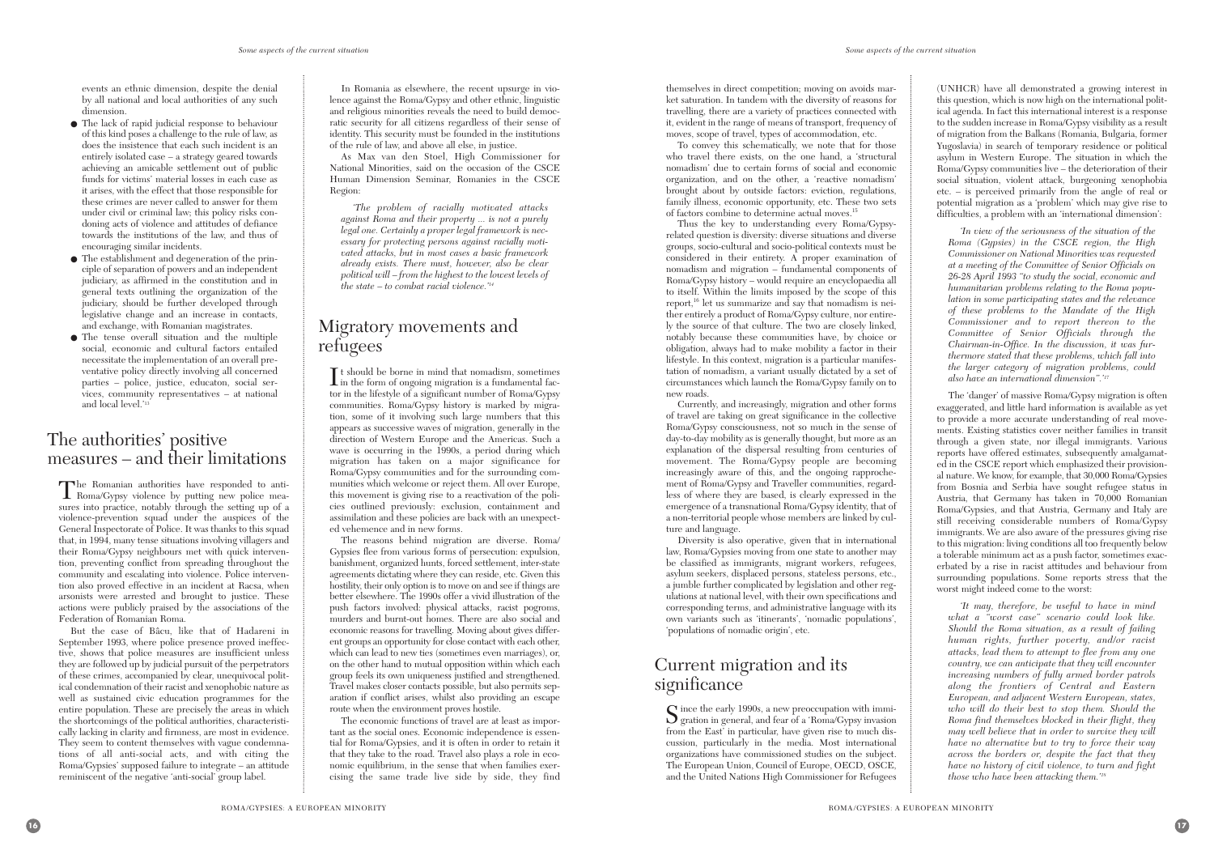events an ethnic dimension, despite the denial by all national and local authorities of any such dimension.

- The lack of rapid judicial response to behaviour of this kind poses a challenge to the rule of law, as does the insistence that each such incident is an entirely isolated case – a strategy geared towards achieving an amicable settlement out of public funds for victims' material losses in each case as it arises, with the effect that those responsible for these crimes are never called to answer for them under civil or criminal law; this policy risks condoning acts of violence and attitudes of defiance towards the institutions of the law, and thus of encouraging similar incidents.
- The establishment and degeneration of the principle of separation of powers and an independent judiciary, as affirmed in the constitution and in general texts outlining the organization of the judiciary, should be further developed through legislative change and an increase in contacts, and exchange, with Romanian magistrates.
- The tense overall situation and the multiple social, economic and cultural factors entailed necessitate the implementation of an overall preventative policy directly involving all concerned parties – police, justice, educaton, social services, community representatives – at national and local level.'[13]

## The authorities' positive measures – and their limitations

The Romanian authorities have responded to anti-Roma/Gypsy violence by putting new police measures into practice, notably through the setting up of a violence-prevention squad under the auspices of the General Inspectorate of Police. It was thanks to this squad that, in 1994, many tense situations involving villagers and their Roma/Gypsy neighbours met with quick intervention, preventing conflict from spreading throughout the community and escalating into violence. Police intervention also proved effective in an incident at Racsa, when arsonists were arrested and brought to justice. These actions were publicly praised by the associations of the Federation of Romanian Roma.

But the case of Bâcu, like that of Hadareni in September 1993, where police presence proved ineffective, shows that police measures are insufficient unless they are followed up by judicial pursuit of the perpetrators of these crimes, accompanied by clear, unequivocal political condemnation of their racist and xenophobic nature as well as sustained civic education programmes for the entire population. These are precisely the areas in which the shortcomings of the political authorities, characteristically lacking in clarity and firmness, are most in evidence. They seem to content themselves with vague condemnations of all anti-social acts, and with citing the Roma/Gypsies' supposed failure to integrate – an attitude reminiscent of the negative 'anti-social' group label.

In Romania as elsewhere, the recent upsurge in violence against the Roma/Gypsy and other ethnic, linguistic and religious minorities reveals the need to build democratic security for all citizens regardless of their sense of identity. This security must be founded in the institutions of the rule of law, and above all else, in justice.

As Max van den Stoel, High Commissioner for National Minorities, said on the occasion of the CSCE Human Dimension Seminar, Romanies in the CSCE Region:

*'The problem of racially motivated attacks against Roma and their property ... is not a purely legal one. Certainly a proper legal framework is necessary for protecting persons against racially motivated attacks, but in most cases a basic framework already exists. There must, however, also be clear political will – from the highest to the lowest levels of the state – to combat racial violence.'*[14]

## Migratory movements and refugees

It should be borne in mind that nomadism, sometimes in the form of ongoing migration is a fundamental factor in the lifestyle of a significant number of Roma/Gypsy communities. Roma/Gypsy history is marked by migration, some of it involving such large numbers that this appears as successive waves of migration, generally in the direction of Western Europe and the Americas. Such a wave is occurring in the 1990s, a period during which migration has taken on a major significance for Roma/Gypsy communities and for the surrounding communities which welcome or reject them. All over Europe, this movement is giving rise to a reactivation of the policies outlined previously: exclusion, containment and assimilation and these policies are back with an unexpected vehemence and in new forms.

The reasons behind migration are diverse. Roma/Gypsies flee from various forms of persecution: expulsion, banishment, organized hunts, forced settlement, inter-state agreements dictating where they can reside, etc. Given this hostility, their only option is to move on and see if things are better elsewhere. The 1990s offer a vivid illustration of the push factors involved: physical attacks, racist pogroms, murders and burnt-out homes. There are also social and economic reasons for travelling. Moving about gives different groups an opportunity for close contact with each other, which can lead to new ties (sometimes even marriages), or, on the other hand to mutual opposition within which each group feels its own uniqueness justified and strengthened. Travel makes closer contacts possible, but also permits separation if conflict arises, whilst also providing an escape route when the environment proves hostile.

The economic functions of travel are at least as important as the social ones. Economic independence is essential for Roma/Gypsies, and it is often in order to retain it that they take to the road. Travel also plays a role in economic equilibrium, in the sense that when families exercising the same trade live side by side, they find themselves in direct competition; moving on avoids market saturation. In tandem with the diversity of reasons for travelling, there are a variety of practices connected with it, evident in the range of means of transport, frequency of moves, scope of travel, types of accommodation, etc.

To convey this schematically, we note that for those who travel there exists, on the one hand, a 'structural nomadism' due to certain forms of social and economic organization, and on the other, a 'reactive nomadism' brought about by outside factors: eviction, regulations, family illness, economic opportunity, etc. These two sets of factors combine to determine actual moves.[15]

Thus the key to understanding every Roma/Gypsy-related question is diversity: diverse situations and diverse groups, socio-cultural and socio-political contexts must be considered in their entirety. A proper examination of nomadism and migration – fundamental components of Roma/Gypsy history – would require an encyclopaedia all to itself. Within the limits imposed by the scope of this report,[16] let us summarize and say that nomadism is neither entirely a product of Roma/Gypsy culture, nor entirely the source of that culture. The two are closely linked, notably because these communities have, by choice or obligation, always had to make mobility a factor in their lifestyle. In this context, migration is a particular manifestation of nomadism, a variant usually dictated by a set of circumstances which launch the Roma/Gypsy family on to new roads.

Currently, and increasingly, migration and other forms of travel are taking on great significance in the collective Roma/Gypsy consciousness, not so much in the sense of day-to-day mobility as is generally thought, but more as an explanation of the dispersal resulting from centuries of movement. The Roma/Gypsy people are becoming increasingly aware of this, and the ongoing rapprochement of Roma/Gypsy and Traveller communities, regardless of where they are based, is clearly expressed in the emergence of a transnational Roma/Gypsy identity, that of a non-territorial people whose members are linked by culture and language.

Diversity is also operative, given that in international law, Roma/Gypsies moving from one state to another may be classified as immigrants, migrant workers, refugees, asylum seekers, displaced persons, stateless persons, etc., a jumble further complicated by legislation and other regulations at national level, with their own specifications and corresponding terms, and administrative language with its own variants such as 'itinerants', 'nomadic populations', 'populations of nomadic origin', etc.

## Current migration and its significance

Since the early 1990s, a new preoccupation with immigration in general, and fear of a 'Roma/Gypsy invasion from the East' in particular, have given rise to much discussion, particularly in the media. Most international organizations have commissioned studies on the subject. The European Union, Council of Europe, OECD, OSCE, and the United Nations High Commissioner for Refugees (UNHCR) have all demonstrated a growing interest in this question, which is now high on the international political agenda. In fact this international interest is a response to the sudden increase in Roma/Gypsy visibility as a result of migration from the Balkans (Romania, Bulgaria, former Yugoslavia) in search of temporary residence or political asylum in Western Europe. The situation in which the Roma/Gypsy communities live – the deterioration of their social situation, violent attack, burgeoning xenophobia etc. – is perceived primarily from the angle of real or potential migration as a 'problem' which may give rise to difficulties, a problem with an 'international dimension':

*'In view of the seriousness of the situation of the Roma (Gypsies) in the CSCE region, the High Commissioner on National Minorities was requested at a meeting of the Committee of Senior Officials on 26-28 April 1993 "to study the social, economic and humanitarian problems relating to the Roma population in some participating states and the relevance of these problems to the Mandate of the High Commissioner and to report thereon to the Committee of Senior Officials through the Chairman-in-Office. In the discussion, it was furthermore stated that these problems, which fall into the larger category of migration problems, could also have an international dimension".'*[17]

The 'danger' of massive Roma/Gypsy migration is often exaggerated, and little hard information is available as yet to provide a more accurate understanding of real movements. Existing statistics cover neither families in transit through a given state, nor illegal immigrants. Various reports have offered estimates, subsequently amalgamated in the CSCE report which emphasized their provisional nature. We know, for example, that 30,000 Roma/Gypsies from Bosnia and Serbia have sought refugee status in Austria, that Germany has taken in 70,000 Romanian Roma/Gypsies, and that Austria, Germany and Italy are still receiving considerable numbers of Roma/Gypsy immigrants. We are also aware of the pressures giving rise to this migration: living conditions all too frequently below a tolerable minimum act as a push factor, sometimes exacerbated by a rise in racist attitudes and behaviour from surrounding populations. Some reports stress that the worst might indeed come to the worst:

*'It may, therefore, be useful to have in mind what a "worst case" scenario could look like. Should the Roma situation, as a result of failing human rights, further poverty, and/or racist attacks, lead them to attempt to flee from any one country, we can anticipate that they will encounter increasing numbers of fully armed border patrols along the frontiers of Central and Eastern European, and adjacent Western European, states, who will do their best to stop them. Should the Roma find themselves blocked in their flight, they may well believe that in order to survive they will have no alternative but to try to force their way across the borders or, despite the fact that they have no history of civil violence, to turn and fight those who have been attacking them.'*[18]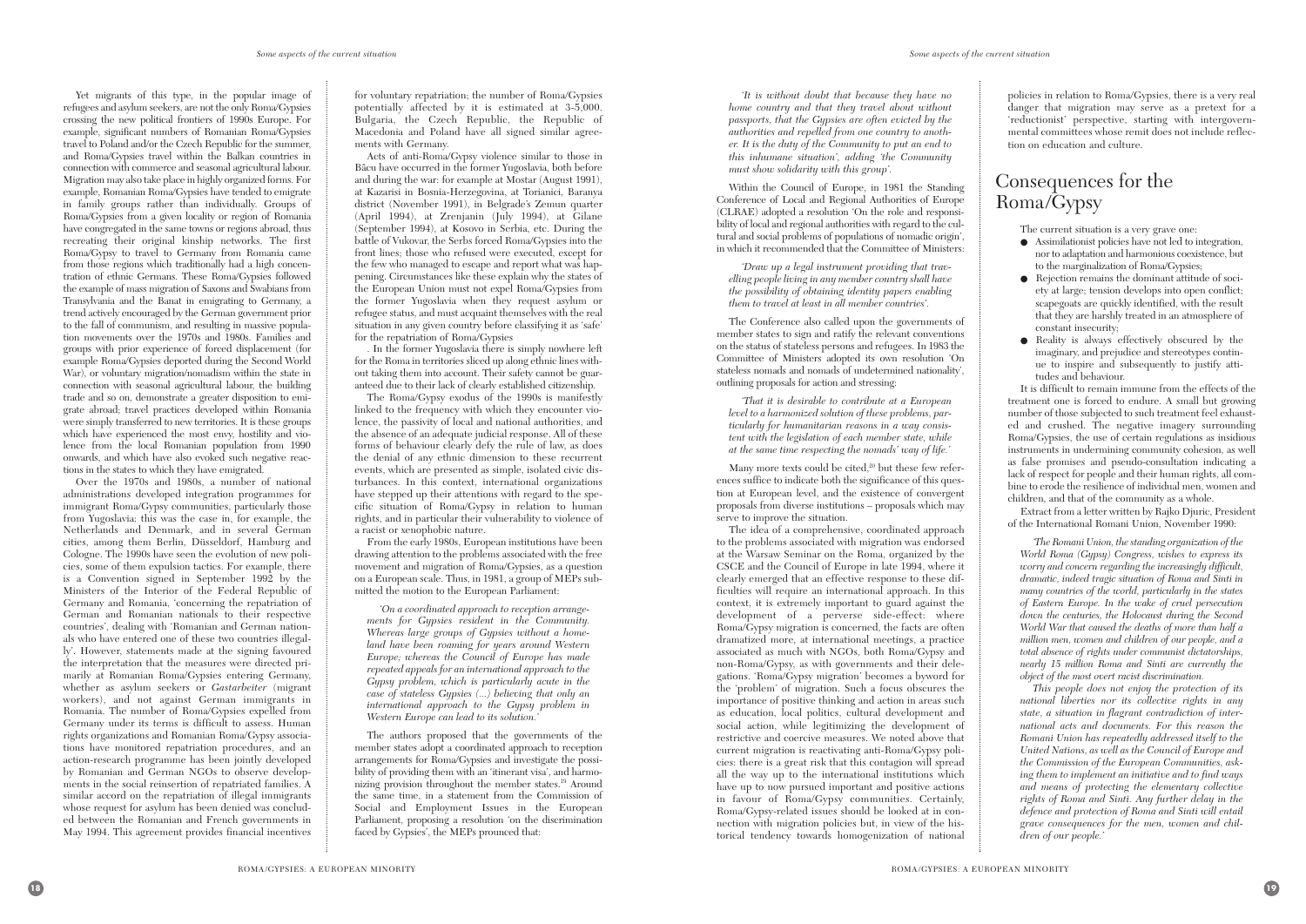Yet migrants of this type, in the popular image of refugees and asylum seekers, are not the only Roma/Gypsies crossing the new political frontiers of 1990s Europe. For example, significant numbers of Romanian Roma/Gypsies travel to Poland and/or the Czech Republic for the summer, and Roma/Gypsies travel within the Balkan countries in connection with commerce and seasonal agricultural labour. Migration may also take place in highly organized forms. For example, Romanian Roma/Gypsies have tended to emigrate in family groups rather than individually. Groups of Roma/Gypsies from a given locality or region of Romania have congregated in the same towns or regions abroad, thus recreating their original kinship networks. The first Roma/Gypsy to travel to Germany from Romania came from those regions which traditionally had a high concentration of ethnic Germans. These Roma/Gypsies followed the example of mass migration of Saxons and Swabians from Transylvania and the Banat in emigrating to Germany, a trend actively encouraged by the German government prior to the fall of communism, and resulting in massive population movements over the 1970s and 1980s. Families and groups with prior experience of forced displacement (for example Roma/Gypsies deported during the Second World War), or voluntary migration/nomadism within the state in connection with seasonal agricultural labour, the building trade and so on, demonstrate a greater disposition to emigrate abroad; travel practices developed within Romania were simply transferred to new territories. It is these groups which have experienced the most envy, hostility and violence from the local Romanian population from 1990 onwards, and which have also evoked such negative reactions in the states to which they have emigrated.

Over the 1970s and 1980s, a number of national administrations developed integration programmes for immigrant Roma/Gypsy communities, particularly those from Yugoslavia: this was the case in, for example, the Netherlands and Denmark, and in several German cities, among them Berlin, Düsseldorf, Hamburg and Cologne. The 1990s have seen the evolution of new policies, some of them expulsion tactics. For example, there is a Convention signed in September 1992 by the Ministers of the Interior of the Federal Republic of Germany and Romania, 'concerning the repatriation of German and Romanian nationals to their respective countries', dealing with 'Romanian and German nationals who have entered one of these two countries illegally'. However, statements made at the signing favoured the interpretation that the measures were directed primarily at Romanian Roma/Gypsies entering Germany, whether as asylum seekers or *Gastarbeiter* (migrant workers), and not against German immigrants in Romania. The number of Roma/Gypsies expelled from Germany under its terms is difficult to assess. Human rights organizations and Romanian Roma/Gypsy associations have monitored repatriation procedures, and an action-research programme has been jointly developed by Romanian and German NGOs to observe developments in the social reinsertion of repatriated families. A similar accord on the repatriation of illegal immigrants whose request for asylum has been denied was concluded between the Romanian and French governments in May 1994. This agreement provides financial incentives for voluntary repatriation; the number of Roma/Gypsies potentially affected by it is estimated at 3-5,000. Bulgaria, the Czech Republic, the Republic of Macedonia and Poland have all signed similar agreements with Germany.

Acts of anti-Roma/Gypsy violence similar to those in Bâcu have occurred in the former Yugoslavia, both before and during the war: for example at Mostar (August 1991), at Kazarisi in Bosnia-Herzegovina, at Torianici, Baranya district (November 1991), in Belgrade's Zemun quarter (April 1994), at Zrenjanin (July 1994), at Gilane (September 1994), at Kosovo in Serbia, etc. During the battle of Vukovar, the Serbs forced Roma/Gypsies into the front lines; those who refused were executed, except for the few who managed to escape and report what was happening. Circumstances like these explain why the states of the European Union must not expel Roma/Gypsies from the former Yugoslavia when they request asylum or refugee status, and must acquaint themselves with the real situation in any given country before classifying it as 'safe' for the repatriation of Roma/Gypsies

. In the former Yugoslavia there is simply nowhere left for the Roma in territories sliced up along ethnic lines without taking them into account. Their safety cannot be guaranteed due to their lack of clearly established citizenship.

The Roma/Gypsy exodus of the 1990s is manifestly linked to the frequency with which they encounter violence, the passivity of local and national authorities, and the absence of an adequate judicial response. All of these forms of behaviour clearly defy the rule of law, as does the denial of any ethnic dimension to these recurrent events, which are presented as simple, isolated civic disturbances. In this context, international organizations have stepped up their attentions with regard to the specific situation of Roma/Gypsy in relation to human rights, and in particular their vulnerability to violence of a racist or xenophobic nature.

From the early 1980s, European institutions have been drawing attention to the problems associated with the free movement and migration of Roma/Gypsies, as a question on a European scale. Thus, in 1981, a group of MEPs submitted the motion to the European Parliament:

*'On a coordinated approach to reception arrangements for Gypsies resident in the Community. Whereas large groups of Gypsies without a homeland have been roaming for years around Western Europe; whereas the Council of Europe has made repeated appeals for an international approach to the Gypsy problem, which is particularly acute in the case of stateless Gypsies (...) believing that only an international approach to the Gypsy problem in Western Europe can lead to its solution.'*

The authors proposed that the governments of the member states adopt a coordinated approach to reception arrangements for Roma/Gypsies and investigate the possibility of providing them with an 'itinerant visa', and harmonizing provision throughout the member states.[19] Around the same time, in a statement from the Commission of Social and Employment Issues in the European Parliament, proposing a resolution 'on the discrimination faced by Gypsies', the MEPs pronounced that:

*'It is without doubt that because they have no home country and that they travel about without passports, that the Gypsies are often evicted by the authorities and repelled from one country to another. It is the duty of the Community to put an end to this inhumane situation', adding 'the Community must show solidarity with this group'.*

Within the Council of Europe, in 1981 the Standing Conference of Local and Regional Authorities of Europe (CLRAE) adopted a resolution 'On the role and responsibility of local and regional authorities with regard to the cultural and social problems of populations of nomadic origin', in which it recommended that the Committee of Ministers:

*'Draw up a legal instrument providing that travelling people living in any member country shall have the possibility of obtaining identity papers enabling them to travel at least in all member countries'.*

The Conference also called upon the governments of member states to sign and ratify the relevant conventions on the status of stateless persons and refugees. In 1983 the Committee of Ministers adopted its own resolution 'On stateless nomads and nomads of undetermined nationality', outlining proposals for action and stressing:

*'That it is desirable to contribute at a European level to a harmonized solution of these problems, particularly for humanitarian reasons in a way consistent with the legislation of each member state, while at the same time respecting the nomads' way of life.'*

Many more texts could be cited,[20] but these few references suffice to indicate both the significance of this question at European level, and the existence of convergent proposals from diverse institutions – proposals which may serve to improve the situation.

The idea of a comprehensive, coordinated approach to the problems associated with migration was endorsed at the Warsaw Seminar on the Roma, organized by the CSCE and the Council of Europe in late 1994, where it clearly emerged that an effective response to these difficulties will require an international approach. In this context, it is extremely important to guard against the development of a perverse side-effect: where Roma/Gypsy migration is concerned, the facts are often dramatized more, at international meetings, a practice associated as much with NGOs, both Roma/Gypsy and non-Roma/Gypsy, as with governments and their delegations. 'Roma/Gypsy migration' becomes a byword for the 'problem' of migration. Such a focus obscures the importance of positive thinking and action in areas such as education, local politics, cultural development and social action, while legitimizing the development of restrictive and coercive measures. We noted above that current migration is reactivating anti-Roma/Gypsy policies: there is a great risk that this contagion will spread all the way up to the international institutions which have up to now pursued important and positive actions in favour of Roma/Gypsy communities. Certainly, Roma/Gypsy-related issues should be looked at in connection with migration policies but, in view of the historical tendency towards homogenization of national policies in relation to Roma/Gypsies, there is a very real danger that migration may serve as a pretext for a 'reductionist' perspective, starting with intergovernmental committees whose remit does not include reflection on education and culture.

## Consequences for the Roma/Gypsy

The current situation is a very grave one:

- Assimilationist policies have not led to integration, nor to adaptation and harmonious coexistence, but to the marginalization of Roma/Gypsies;
- Rejection remains the dominant attitude of society at large; tension develops into open conflict; scapegoats are quickly identified, with the result that they are harshly treated in an atmosphere of constant insecurity;
- Reality is always effectively obscured by the imaginary, and prejudice and stereotypes continue to inspire and subsequently to justify attitudes and behaviour.

It is difficult to remain immune from the effects of the treatment one is forced to endure. A small but growing number of those subjected to such treatment feel exhausted and crushed. The negative imagery surrounding Roma/Gypsies, the use of certain regulations as insidious instruments in undermining community cohesion, as well as false promises and pseudo-consultation indicating a lack of respect for people and their human rights, all combine to erode the resilience of individual men, women and children, and that of the community as a whole.

Extract from a letter written by Rajko Djuric, President of the International Romani Union, November 1990:

*'The Romani Union, the standing organization of the World Roma (Gypsy) Congress, wishes to express its worry and concern regarding the increasingly difficult, dramatic, indeed tragic situation of Roma and Sinti in many countries of the world, particularly in the states of Eastern Europe. In the wake of cruel persecution down the centuries, the Holocaust during the Second World War that caused the deaths of more than half a million men, women and children of our people, and a total absence of rights under communist dictatorships, nearly 15 million Roma and Sinti are currently the object of the most overt racist discrimination.*

*This people does not enjoy the protection of its national liberties nor its collective rights in any state, a situation in flagrant contradiction of international acts and documents. For this reason the Romani Union has repeatedly addressed itself to the United Nations, as well as the Council of Europe and the Commission of the European Communities, asking them to implement an initiative and to find ways and means of protecting the elementary collective rights of Roma and Sinti. Any further delay in the defence and protection of Roma and Sinti will entail grave consequences for the men, women and children of our people.'*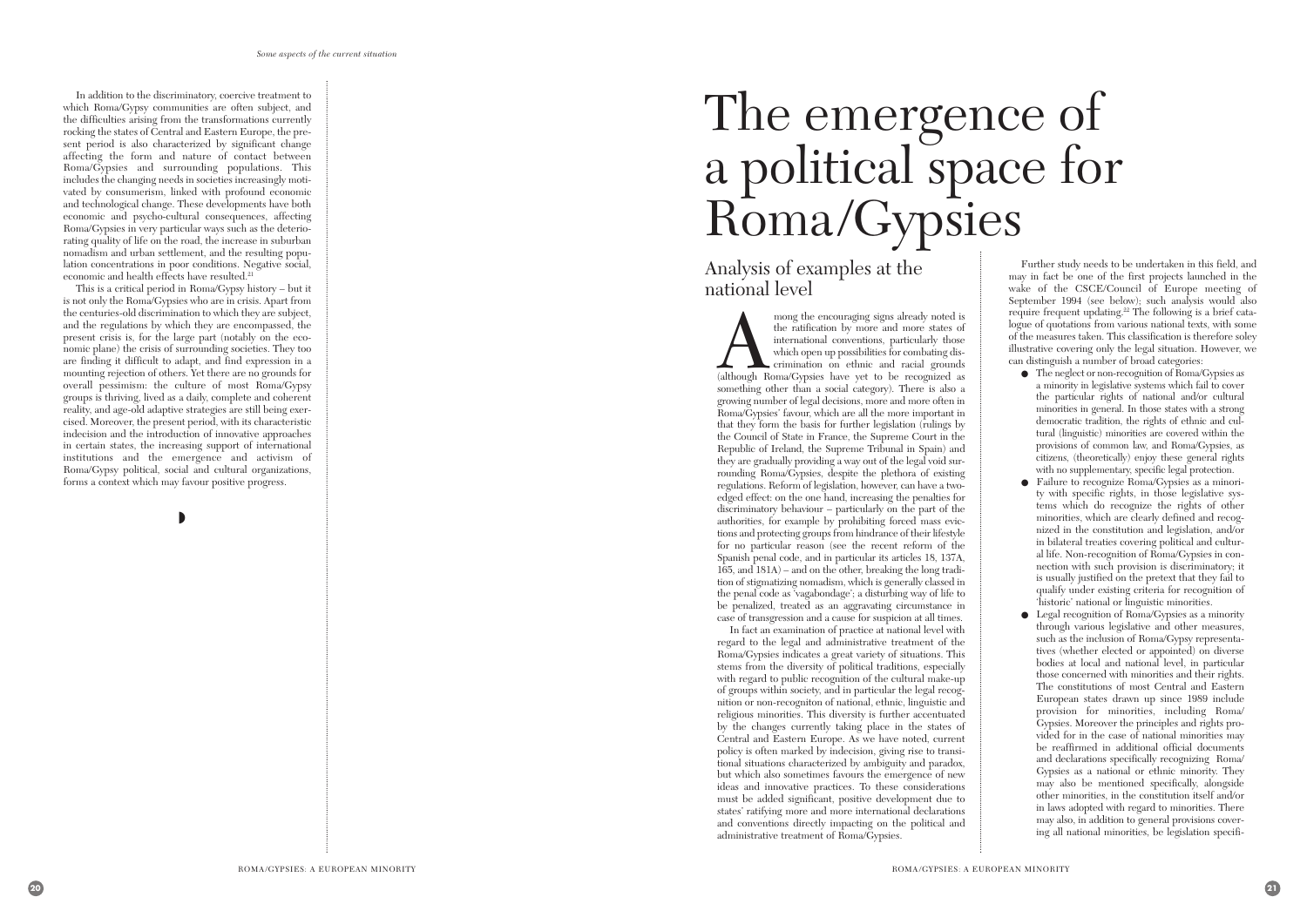In addition to the discriminatory, coercive treatment to which Roma/Gypsy communities are often subject, and the difficulties arising from the transformations currently rocking the states of Central and Eastern Europe, the present period is also characterized by significant change affecting the form and nature of contact between Roma/Gypsies and surrounding populations. This includes the changing needs in societies increasingly motivated by consumerism, linked with profound economic and technological change. These developments have both economic and psycho-cultural consequences, affecting Roma/Gypsies in very particular ways such as the deteriorating quality of life on the road, the increase in suburban nomadism and urban settlement, and the resulting population concentrations in poor conditions. Negative social, economic and health effects have resulted.[21]

This is a critical period in Roma/Gypsy history – but it is not only the Roma/Gypsies who are in crisis. Apart from the centuries-old discrimination to which they are subject, and the regulations by which they are encompassed, the present crisis is, for the large part (notably on the economic plane) the crisis of surrounding societies. They too are finding it difficult to adapt, and find expression in a mounting rejection of others. Yet there are no grounds for overall pessimism: the culture of most Roma/Gypsy groups is thriving, lived as a daily, complete and coherent reality, and age-old adaptive strategies are still being exercised. Moreover, the present period, with its characteristic indecision and the introduction of innovative approaches in certain states, the increasing support of international institutions and the emergence and activism of Roma/Gypsy political, social and cultural organizations, forms a context which may favour positive progress.

# The emergence of a political space for Roma/Gypsies

## Analysis of examples at the national level

Among the encouraging signs already noted is the ratification by more and more states of international conventions, particularly those which open up possibilities for combating discrimination on ethnic and racial grounds (although Roma/Gypsies have yet to be recognized as something other than a social category). There is also a growing number of legal decisions, more and more often in Roma/Gypsies' favour, which are all the more important in that they form the basis for further legislation (rulings by the Council of State in France, the Supreme Court in the Republic of Ireland, the Supreme Tribunal in Spain) and they are gradually providing a way out of the legal void surrounding Roma/Gypsies, despite the plethora of existing regulations. Reform of legislation, however, can have a two-edged effect: on the one hand, increasing the penalties for discriminatory behaviour – particularly on the part of the authorities, for example by prohibiting forced mass evictions and protecting groups from hindrance of their lifestyle for no particular reason (see the recent reform of the Spanish penal code, and in particular its articles 18, 137A, 165, and 181A) – and on the other, breaking the long tradition of stigmatizing nomadism, which is generally classed in the penal code as 'vagabondage'; a disturbing way of life to be penalized, treated as an aggravating circumstance in case of transgression and a cause for suspicion at all times.

In fact an examination of practice at national level with regard to the legal and administrative treatment of the Roma/Gypsies indicates a great variety of situations. This stems from the diversity of political traditions, especially with regard to public recognition of the cultural make-up of groups within society, and in particular the legal recognition or non-recogniton of national, ethnic, linguistic and religious minorities. This diversity is further accentuated by the changes currently taking place in the states of Central and Eastern Europe. As we have noted, current policy is often marked by indecision, giving rise to transitional situations characterized by ambiguity and paradox, but which also sometimes favours the emergence of new ideas and innovative practices. To these considerations must be added significant, positive development due to states' ratifying more and more international declarations and conventions directly impacting on the political and administrative treatment of Roma/Gypsies.

Further study needs to be undertaken in this field, and may in fact be one of the first projects launched in the wake of the CSCE/Council of Europe meeting of September 1994 (see below); such analysis would also require frequent updating.[22] The following is a brief catalogue of quotations from various national texts, with some of the measures taken. This classification is therefore soley illustrative covering only the legal situation. However, we can distinguish a number of broad categories:

- The neglect or non-recognition of Roma/Gypsies as a minority in legislative systems which fail to cover the particular rights of national and/or cultural minorities in general. In those states with a strong democratic tradition, the rights of ethnic and cultural (linguistic) minorities are covered within the provisions of common law, and Roma/Gypsies, as citizens, (theoretically) enjoy these general rights with no supplementary, specific legal protection.
- Failure to recognize Roma/Gypsies as a minority with specific rights, in those legislative systems which do recognize the rights of other minorities, which are clearly defined and recognized in the constitution and legislation, and/or in bilateral treaties covering political and cultural life. Non-recognition of Roma/Gypsies in connection with such provision is discriminatory; it is usually justified on the pretext that they fail to qualify under existing criteria for recognition of 'historic' national or linguistic minorities.
- Legal recognition of Roma/Gypsies as a minority through various legislative and other measures, such as the inclusion of Roma/Gypsy representatives (whether elected or appointed) on diverse bodies at local and national level, in particular those concerned with minorities and their rights. The constitutions of most Central and Eastern European states drawn up since 1989 include provision for minorities, including Roma/Gypsies. Moreover the principles and rights provided for in the case of national minorities may be reaffirmed in additional official documents and declarations specifically recognizing Roma/Gypsies as a national or ethnic minority. They may also be mentioned specifically, alongside other minorities, in the constitution itself and/or in laws adopted with regard to minorities. There may also, in addition to general provisions covering all national minorities, be legislation specifi-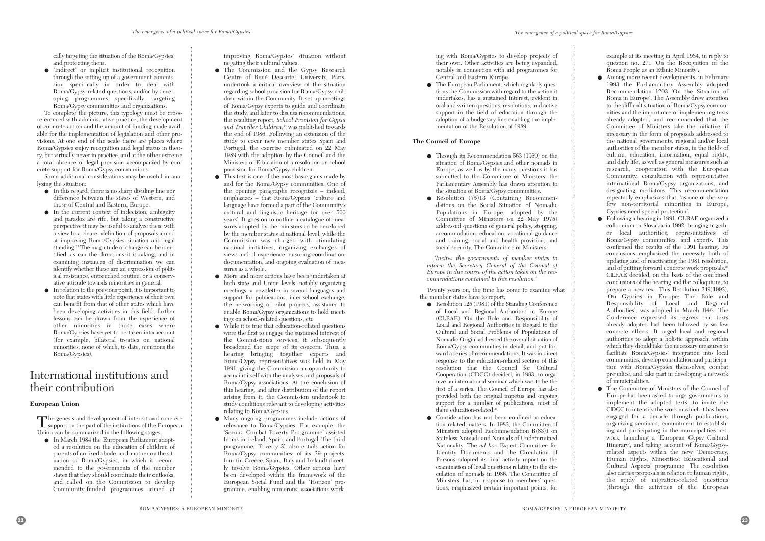cally targeting the situation of the Roma/Gypsies, and protecting them.

- 'Indirect' or implicit institutional recognition through the setting up of a government commission specifically in order to deal with Roma/Gypsy-related questions, and/or by developing programmes specifically targeting Roma/Gypsy communities and organizations.

To complete the picture, this typology must be cross-referenced with administrative practice, the development of concrete action and the amount of funding made available for the implementation of legislation and other provisions. At one end of the scale there are places where Roma/Gypsies enjoy recognition and legal status in theory, but virtually never in practice, and at the other extreme a total absence of legal provision accompanied by concrete support for Roma/Gypsy communities.

Some additional considerations may be useful in analyzing the situation:

- In this regard, there is no sharp dividing line nor difference between the states of Western, and those of Central and Eastern, Europe.
- In the current context of indecision, ambiguity and paradox are rife, but taking a constructive perspective it may be useful to analyze these with a view to a clearer definition of proposals aimed at improving Roma/Gypsies situation and legal standing.[23] The magnitude of change can be identified, as can the directions it is taking, and in examining instances of discrimination we can identify whether these are an expression of political resistance, entrenched routine, or a conservative attitude towards minorities in general.
- In relation to the previous point, it is important to note that states with little experience of their own can benefit from that of other states which have been developing activities in this field; further lessons can be drawn from the experience of other minorities in those cases where Roma/Gypsies have yet to be taken into account (for example, bilateral treaties on national minorities, none of which, to date, mentions the Roma/Gypsies).

# International institutions and their contribution

### European Union

The genesis and development of interest and concrete support on the part of the institutions of the European Union can be summarized in the following stages:

- In March 1984 the European Parliament adopted a resolution on the education of children of parents of no fixed abode, and another on the situation of Roma/Gypsies, in which it recommended to the governments of the member states that they should coordinate their outlooks, and called on the Commission to develop Community-funded programmes aimed at improving Roma/Gypsies' situation without negating their cultural values.
- The Commission and the Gypsy Research Centre of René Descartes University, Paris, undertook a critical overview of the situation regarding school provision for Roma/Gypsy children within the Community. It set up meetings of Roma/Gypsy experts to guide and coordinate the study, and later to discuss recommendations; the resulting report, *School Provision for Gypsy and Traveller Children*,[24] was published towards the end of 1986. Following an extension of the study to cover new member states Spain and Portugal, the exercise culminated on 22 May 1989 with the adoption by the Council and the Ministers of Education of a resolution on school provision for Roma/Gypsy children.
- This text is one of the most basic gains made by and for the Roma/Gypsy communities. One of the opening paragraphs recognizes – indeed, emphasizes – that Roma/Gypsies' 'culture and language have formed a part of the Community's cultural and linguistic heritage for over 500 years'. It goes on to outline a catalogue of measures adopted by the ministers to be developed by the member states at national level, while the Commission was charged with stimulating national initiatives, organizing exchanges of views and of experience, ensuring coordination, documentation, and ongoing evaluation of measures as a whole.
- More and more actions have been undertaken at both state and Union levels, notably organizing meetings, a newsletter in several languages and support for publications, inter-school exchange, the networking of pilot projects, assistance to enable Roma/Gypsy organizations to hold meetings on school-related questions, etc.
- While it is true that education-related questions were the first to engage the sustained interest of the Commission's services, it subsequently broadened the scope of its concern. Thus, a hearing bringing together experts and Roma/Gypsy representatives was held in May 1991, giving the Commission an opportunity to acquaint itself with the analyses and proposals of Roma/Gypsy associations. At the conclusion of this hearing, and after distribution of the report arising from it, the Commission undertook to study conditions relevant to developing activities relating to Roma/Gypsies.
- Many ongoing programmes include actions of relevance to Roma/Gypsies. For example, the 'Second Combat Poverty Pro-gramme' assisted teams in Ireland, Spain, and Portugal. The third programme, 'Poverty 3', also entails action for Roma/Gypsy communities: of its 39 projects, four (in Greece, Spain, Italy and Ireland) directly involve Roma/Gypsies. Other actions have been developed within the framework of the European Social Fund and the 'Horizon' programme, enabling numerous associations working with Roma/Gypsies to develop projects of their own. Other activities are being expanded, notably in connection with aid programmes for Central and Eastern Europe.
- The European Parliament, which regularly questions the Commission with regard to the action it undertakes, has a sustained interest, evident in oral and written questions, resolutions, and active support in the field of education through the adoption of a budgetary line enabling the implementation of the Resolution of 1989.

### The Council of Europe

- Through its Recommendation 563 (1969) on the situation of Roma/Gypsies and other nomads in Europe, as well as by the many questions it has submitted to the Committee of Ministers, the Parliamentary Assembly has drawn attention to the situation of Roma/Gypsy communities.
- Resolution (75)13 (Containing Recommendations on the Social Situation of Nomadic Populations in Europe, adopted by the Committee of Ministers on 22 May 1975) addressed questions of general policy, stopping, accommodation, education, vocational guidance and training, social and health provision, and social security. The Committee of Ministers:

*'Invites the governments of member states to inform the Secretary General of the Council of Europe in due course of the action taken on the recommendations contained in this resolution.'*

Twenty years on, the time has come to examine what the member states have to report;

- Resolution 125 (1981) of the Standing Conference of Local and Regional Authorities in Europe (CLRAE) 'On the Role and Responsibility of Local and Regional Authorities in Regard to the Cultural and Social Problems of Populations of Nomadic Origin' addressed the overall situation of Roma/Gypsy communities in detail, and put forward a series of recommendations. It was in direct response to the education-related section of this resolution that the Council for Cultural Cooperation (CDCC) decided, in 1983, to organize an international seminar which was to be the first of a series. The Council of Europe has also provided both the original impetus and ongoing support for a number of publications, most of them education-related.[25]
- Consideration has not been confined to education-related matters. In 1983, the Committee of Ministers adopted Recommendation R(83)1 on Stateless Nomads and Nomads of Undetermined Nationality. The *ad hoc* Expert Committee for Identity Documents and the Circulation of Persons adopted its final activity report on the examination of legal questions relating to the circulation of nomads in 1986. The Committee of Ministers has, in response to members' questions, emphasized certain important points, for example at its meeting in April 1984, in reply to question no. 271 'On the Recognition of the Roma People as an Ethnic Minority'.
- Among more recent developments, in February 1993 the Parliamentary Assembly adopted Recommendation 1203 'On the Situation of Roma in Europe'. The Assembly drew attention to the difficult situation of Roma/Gypsy communities and the importance of implementing texts already adopted, and recommended that the Committee of Ministers take the initiative, if necessary in the form of proposals addressed to the national governments, regional and/or local authorities of the member states, in the fields of culture, education, information, equal rights, and daily life, as well as general measures such as research, cooperation with the European Community, consultation with representative international Roma/Gypsy organizations, and designating mediators. This recommendation repeatedly emphasizes that, 'as one of the very few non-territorial minorities in Europe, Gypsies need special protection'.
- Following a hearing in 1991, CLRAE organized a colloquium in Slovakia in 1992, bringing together local authorities, representatives of Roma/Gypsy communities, and experts. This confirmed the results of the 1991 hearing. Its conclusions emphasized the necessity both of updating and of reactivating the 1981 resolution, and of putting forward concrete work proposals.[26] CLRAE decided, on the basis of the combined conclusions of the hearing and the colloquium, to prepare a new text. This Resolution 249(1993), 'On Gypsies in Europe: The Role and Responsibility of Local and Regional Authorities', was adopted in March 1993. The Conference expressed its regrets that texts already adopted had been followed by so few concrete effects. It urged local and regional authorities to adopt a holistic approach, within which they should take the necessary measures to facilitate Roma/Gypsies' integration into local communities, develop consultation and participation with Roma/Gypsies themselves, combat prejudice, and take part in developing a network of municipalities.
- The Committee of Ministers of the Council of Europe has been asked to urge governments to implement the adopted texts, to invite the CDCC to intensify the work in which it has been engaged for a decade through publications, organizing seminars, commitment to establishing and participating in the municipalities network, launching a 'European Gypsy Cultural Itinerary', and taking account of Roma/Gypsy-related aspects within the new 'Democracy, Human Rights, Minorities: Educational and Cultural Aspects' programme. The resolution also carries proposals in relation to human rights, the study of migration-related questions (through the activities of the European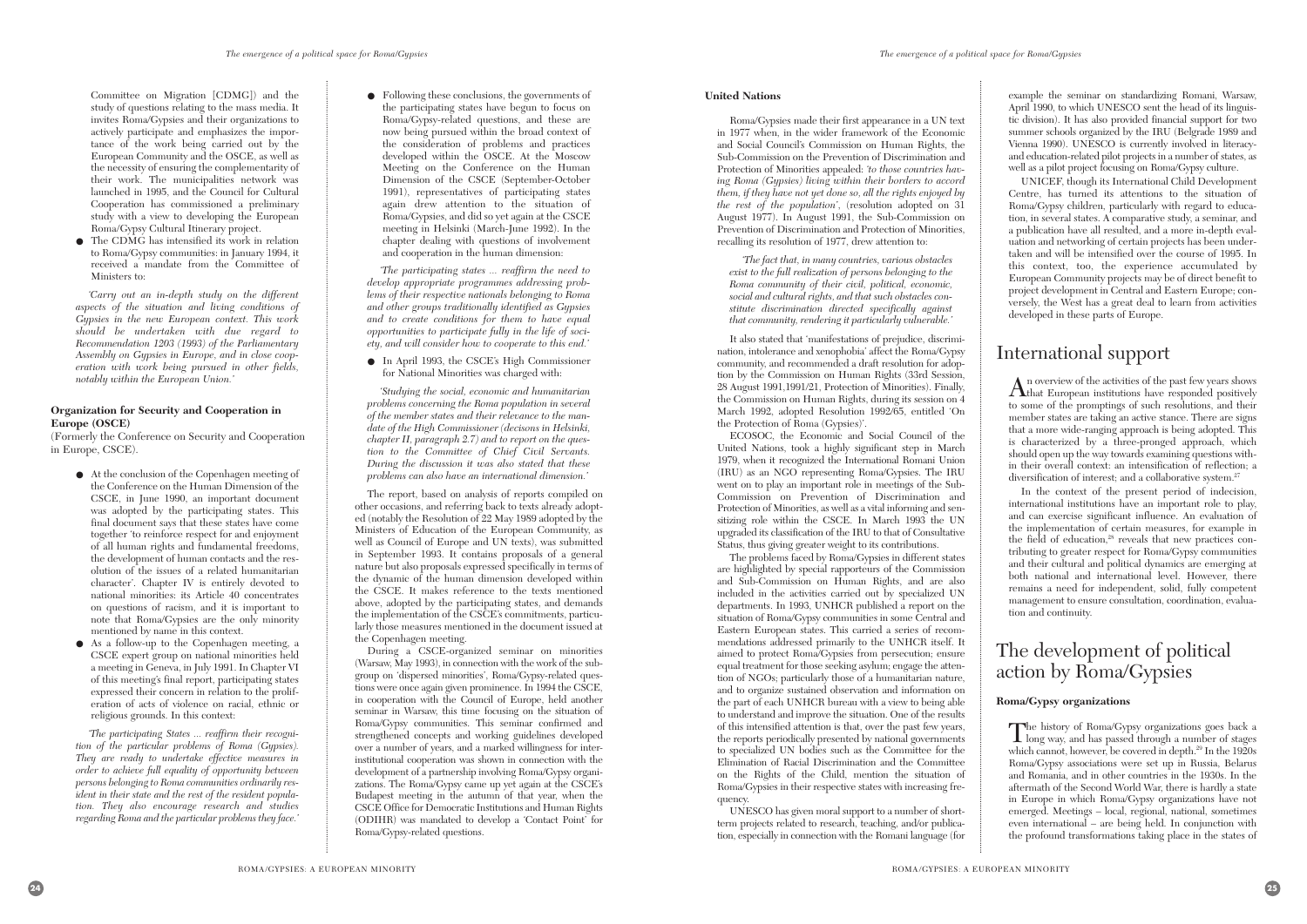Committee on Migration [CDMG]) and the study of questions relating to the mass media. It invites Roma/Gypsies and their organizations to actively participate and emphasizes the importance of the work being carried out by the European Community and the OSCE, as well as the necessity of ensuring the complementarity of their work. The municipalities network was launched in 1995, and the Council for Cultural Cooperation has commissioned a preliminary study with a view to developing the European Roma/Gypsy Cultural Itinerary project.

- The CDMG has intensified its work in relation to Roma/Gypsy communities: in January 1994, it received a mandate from the Committee of Ministers to:

*'Carry out an in-depth study on the different aspects of the situation and living conditions of Gypsies in the new European context. This work should be undertaken with due regard to Recommendation 1203 (1993) of the Parliamentary Assembly on Gypsies in Europe, and in close cooperation with work being pursued in other fields, notably within the European Union.'*

**Organization for Security and Cooperation in Europe (OSCE)**

(Formerly the Conference on Security and Cooperation in Europe, CSCE).

- At the conclusion of the Copenhagen meeting of the Conference on the Human Dimension of the CSCE, in June 1990, an important document was adopted by the participating states. This final document says that these states have come together 'to reinforce respect for and enjoyment of all human rights and fundamental freedoms, the development of human contacts and the resolution of the issues of a related humanitarian character'. Chapter IV is entirely devoted to national minorities: its Article 40 concentrates on questions of racism, and it is important to note that Roma/Gypsies are the only minority mentioned by name in this context.
- As a follow-up to the Copenhagen meeting, a CSCE expert group on national minorities held a meeting in Geneva, in July 1991. In Chapter VI of this meeting's final report, participating states expressed their concern in relation to the proliferation of acts of violence on racial, ethnic or religious grounds. In this context:

*'The participating States ... reaffirm their recognition of the particular problems of Roma (Gypsies). They are ready to undertake effective measures in order to achieve full equality of opportunity between persons belonging to Roma communities ordinarily resident in their state and the rest of the resident population. They also encourage research and studies regarding Roma and the particular problems they face.'*

- Following these conclusions, the governments of the participating states have begun to focus on Roma/Gypsy-related questions, and these are now being pursued within the broad context of the consideration of problems and practices developed within the OSCE. At the Moscow Meeting on the Conference on the Human Dimension of the CSCE (September-October 1991), representatives of participating states again drew attention to the situation of Roma/Gypsies, and did so yet again at the CSCE meeting in Helsinki (March-June 1992). In the chapter dealing with questions of involvement and cooperation in the human dimension:

*'The participating states ... reaffirm the need to develop appropriate programmes addressing problems of their respective nationals belonging to Roma and other groups traditionally identified as Gypsies and to create conditions for them to have equal opportunities to participate fully in the life of society, and will consider how to cooperate to this end.'*

- In April 1993, the CSCE's High Commissioner for National Minorities was charged with:

*'Studying the social, economic and humanitarian problems concerning the Roma population in several of the member states and their relevance to the mandate of the High Commissioner (decisons in Helsinki, chapter II, paragraph 2.7) and to report on the question to the Committee of Chief Civil Servants. During the discussion it was also stated that these problems can also have an international dimension.'*

The report, based on analysis of reports compiled on other occasions, and referring back to texts already adopted (notably the Resolution of 22 May 1989 adopted by the Ministers of Education of the European Community, as well as Council of Europe and UN texts), was submitted in September 1993. It contains proposals of a general nature but also proposals expressed specifically in terms of the dynamic of the human dimension developed within the CSCE. It makes reference to the texts mentioned above, adopted by the participating states, and demands the implementation of the CSCE's commitments, particularly those measures mentioned in the document issued at the Copenhagen meeting.

During a CSCE-organized seminar on minorities (Warsaw, May 1993), in connection with the work of the subgroup on 'dispersed minorities', Roma/Gypsy-related questions were once again given prominence. In 1994 the CSCE, in cooperation with the Council of Europe, held another seminar in Warsaw, this time focusing on the situation of Roma/Gypsy communities. This seminar confirmed and strengthened concepts and working guidelines developed over a number of years, and a marked willingness for interinstitutional cooperation was shown in connection with the development of a partnership involving Roma/Gypsy organizations. The Roma/Gypsy came up yet again at the CSCE's Budapest meeting in the autumn of that year, when the CSCE Office for Democratic Institutions and Human Rights (ODIHR) was mandated to develop a 'Contact Point' for Roma/Gypsy-related questions.

**United Nations**

Roma/Gypsies made their first appearance in a UN text in 1977 when, in the wider framework of the Economic and Social Council's Commission on Human Rights, the Sub-Commission on the Prevention of Discrimination and Protection of Minorities appealed: *'to those countries having Roma (Gypsies) living within their borders to accord them, if they have not yet done so, all the rights enjoyed by the rest of the population'*, (resolution adopted on 31 August 1977). In August 1991, the Sub-Commission on Prevention of Discrimination and Protection of Minorities, recalling its resolution of 1977, drew attention to:

*'The fact that, in many countries, various obstacles exist to the full realization of persons belonging to the Roma community of their civil, political, economic, social and cultural rights, and that such obstacles constitute discrimination directed specifically against that community, rendering it particularly vulnerable.'*

It also stated that 'manifestations of prejudice, discrimination, intolerance and xenophobia' affect the Roma/Gypsy community, and recommended a draft resolution for adoption by the Commission on Human Rights (33rd Session, 28 August 1991,1991/21, Protection of Minorities). Finally, the Commission on Human Rights, during its session on 4 March 1992, adopted Resolution 1992/65, entitled 'On the Protection of Roma (Gypsies)'.

ECOSOC, the Economic and Social Council of the United Nations, took a highly significant step in March 1979, when it recognized the International Romani Union (IRU) as an NGO representing Roma/Gypsies. The IRU went on to play an important role in meetings of the Sub-Commission on Prevention of Discrimination and Protection of Minorities, as well as a vital informing and sensitizing role within the CSCE. In March 1993 the UN upgraded its classification of the IRU to that of Consultative Status, thus giving greater weight to its contributions.

The problems faced by Roma/Gypsies in different states are highlighted by special rapporteurs of the Commission and Sub-Commission on Human Rights, and are also included in the activities carried out by specialized UN departments. In 1993, UNHCR published a report on the situation of Roma/Gypsy communities in some Central and Eastern European states. This carried a series of recommendations addressed primarily to the UNHCR itself. It aimed to protect Roma/Gypsies from persecution; ensure equal treatment for those seeking asylum; engage the attention of NGOs; particularly those of a humanitarian nature, and to organize sustained observation and information on the part of each UNHCR bureau with a view to being able to understand and improve the situation. One of the results of this intensified attention is that, over the past few years, the reports periodically presented by national governments to specialized UN bodies such as the Committee for the Elimination of Racial Discrimination and the Committee on the Rights of the Child, mention the situation of Roma/Gypsies in their respective states with increasing frequency.

UNESCO has given moral support to a number of short-term projects related to research, teaching, and/or publication, especially in connection with the Romani language (for example the seminar on standardizing Romani, Warsaw, April 1990, to which UNESCO sent the head of its linguistic division). It has also provided financial support for two summer schools organized by the IRU (Belgrade 1989 and Vienna 1990). UNESCO is currently involved in literacy- and education-related pilot projects in a number of states, as well as a pilot project focusing on Roma/Gypsy culture.

UNICEF, though its International Child Development Centre, has turned its attentions to the situation of Roma/Gypsy children, particularly with regard to education, in several states. A comparative study, a seminar, and a publication have all resulted, and a more in-depth evaluation and networking of certain projects has been undertaken and will be intensified over the course of 1995. In this context, too, the experience accumulated by European Community projects may be of direct benefit to project development in Central and Eastern Europe; conversely, the West has a great deal to learn from activities developed in these parts of Europe.

## International support

An overview of the activities of the past few years shows that European institutions have responded positively to some of the promptings of such resolutions, and their member states are taking an active stance. There are signs that a more wide-ranging approach is being adopted. This is characterized by a three-pronged approach, which should open up the way towards examining questions within their overall context: an intensification of reflection; a diversification of interest; and a collaborative system.[27]

In the context of the present period of indecision, international institutions have an important role to play, and can exercise significant influence. An evaluation of the implementation of certain measures, for example in the field of education,[28] reveals that new practices contributing to greater respect for Roma/Gypsy communities and their cultural and political dynamics are emerging at both national and international level. However, there remains a need for independent, solid, fully competent management to ensure consultation, coordination, evaluation and continuity.

## The development of political action by Roma/Gypsies

**Roma/Gypsy organizations**

The history of Roma/Gypsy organizations goes back a long way, and has passed through a number of stages which cannot, however, be covered in depth.[29] In the 1920s Roma/Gypsy associations were set up in Russia, Belarus and Romania, and in other countries in the 1930s. In the aftermath of the Second World War, there is hardly a state in Europe in which Roma/Gypsy organizations have not emerged. Meetings – local, regional, national, sometimes even international – are being held. In conjunction with the profound transformations taking place in the states of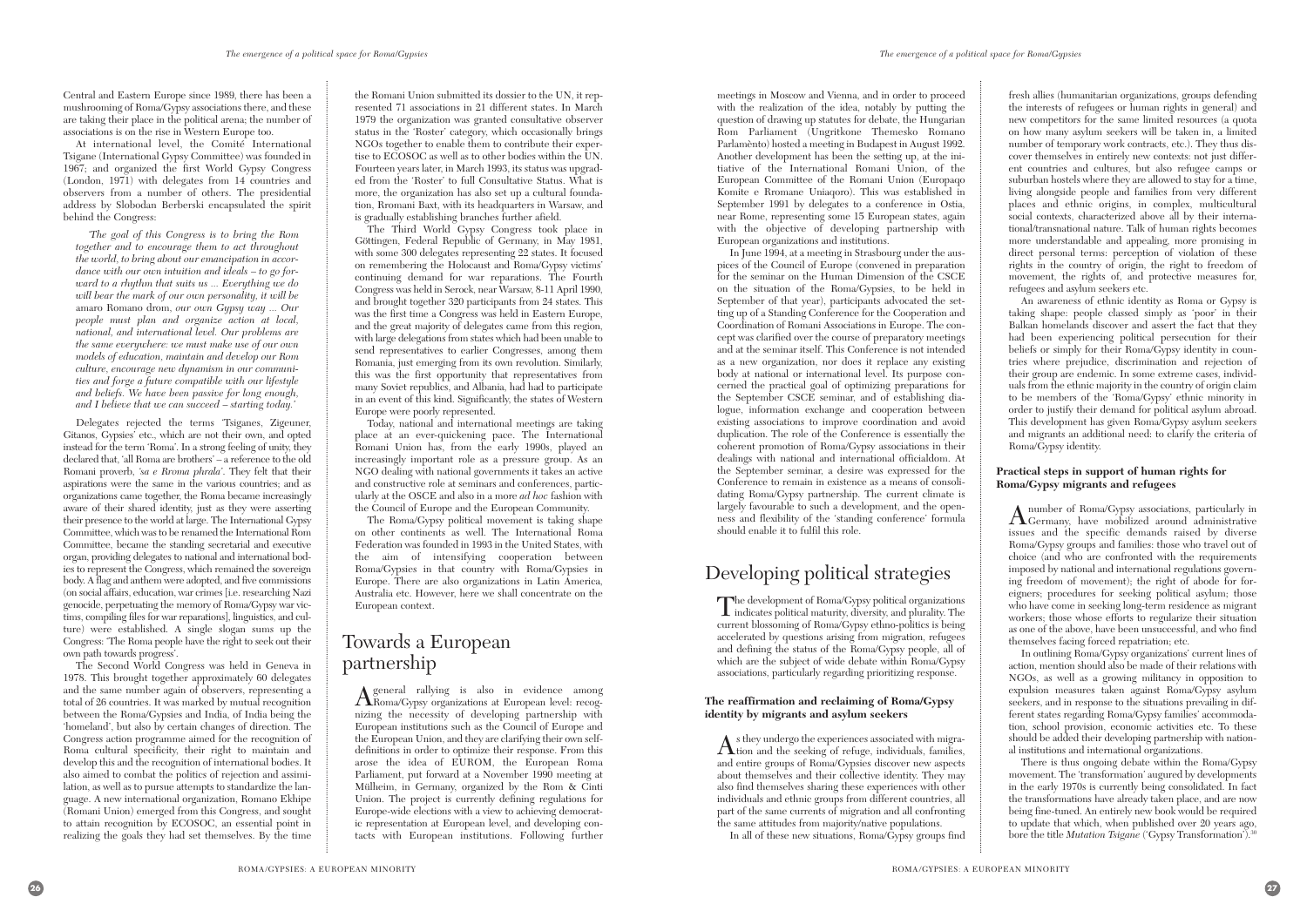Central and Eastern Europe since 1989, there has been a mushrooming of Roma/Gypsy associations there, and these are taking their place in the political arena; the number of associations is on the rise in Western Europe too.

At international level, the Comité International Tsigane (International Gypsy Committee) was founded in 1967; and organized the first World Gypsy Congress (London, 1971) with delegates from 14 countries and observers from a number of others. The presidential address by Slobodan Berberski encapsulated the spirit behind the Congress:

> *'The goal of this Congress is to bring the Rom together and to encourage them to act throughout the world, to bring about our emancipation in accordance with our own intuition and ideals – to go forward to a rhythm that suits us ... Everything we do will bear the mark of our own personality, it will be* amaro Romano drom, *our own Gypsy way ... Our people must plan and organize action at local, national, and international level. Our problems are the same everywhere: we must make use of our own models of education, maintain and develop our Rom culture, encourage new dynamism in our communities and forge a future compatible with our lifestyle and beliefs. We have been passive for long enough, and I believe that we can succeed – starting today.'*

Delegates rejected the terms 'Tsiganes, Zigenner, Gitanos, Gypsies' etc., which are not their own, and opted instead for the term 'Roma'. In a strong feeling of unity, they declared that, 'all Roma are brothers' – a reference to the old Romani proverb, *'sa e Rroma phrala'*. They felt that their aspirations were the same in the various countries; and as organizations came together, the Roma became increasingly aware of their shared identity, just as they were asserting their presence to the world at large. The International Gypsy Committee, which was to be renamed the International Rom Committee, became the standing secretarial and executive organ, providing delegates to national and international bodies to represent the Congress, which remained the sovereign body. A flag and anthem were adopted, and five commissions (on social affairs, education, war crimes [i.e. researching Nazi genocide, perpetuating the memory of Roma/Gypsy war victims, compiling files for war reparations], linguistics, and culture) were established. A single slogan sums up the Congress: 'The Roma people have the right to seek out their own path towards progress'.

The Second World Congress was held in Geneva in 1978. This brought together approximately 60 delegates and the same number again of observers, representing a total of 26 countries. It was marked by mutual recognition between the Roma/Gypsies and India, of India being the 'homeland', but also by certain changes of direction. The Congress action programme aimed for the recognition of Roma cultural specificity, their right to maintain and develop this and the recognition of international bodies. It also aimed to combat the politics of rejection and assimilation, as well as to pursue attempts to standardize the language. A new international organization, Romano Ekhipe (Romani Union) emerged from this Congress, and sought to attain recognition by ECOSOC, an essential point in realizing the goals they had set themselves. By the time the Romani Union submitted its dossier to the UN, it represented 71 associations in 21 different states. In March 1979 the organization was granted consultative observer status in the 'Roster' category, which occasionally brings NGOs together to enable them to contribute their expertise to ECOSOC as well as to other bodies within the UN. Fourteen years later, in March 1993, its status was upgraded from the 'Roster' to full Consultative Status. What is more, the organization has also set up a cultural foundation, Rromani Baxt, with its headquarters in Warsaw, and is gradually establishing branches further afield.

The Third World Gypsy Congress took place in Göttingen, Federal Republic of Germany, in May 1981, with some 300 delegates representing 22 states. It focused on remembering the Holocaust and Roma/Gypsy victims' continuing demand for war reparations. The Fourth Congress was held in Serock, near Warsaw, 8-11 April 1990, and brought together 320 participants from 24 states. This was the first time a Congress was held in Eastern Europe, and the great majority of delegates came from this region, with large delegations from states which had been unable to send representatives to earlier Congresses, among them Romania, just emerging from its own revolution. Similarly, this was the first opportunity that representatives from many Soviet republics, and Albania, had had to participate in an event of this kind. Significantly, the states of Western Europe were poorly represented.

Today, national and international meetings are taking place at an ever-quickening pace. The International Romani Union has, from the early 1990s, played an increasingly important role as a pressure group. As an NGO dealing with national governments it takes an active and constructive role at seminars and conferences, particularly at the OSCE and also in a more *ad hoc* fashion with the Council of Europe and the European Community.

The Roma/Gypsy political movement is taking shape on other continents as well. The International Roma Federation was founded in 1993 in the United States, with the aim of intensifying cooperation between Roma/Gypsies in that country with Roma/Gypsies in Europe. There are also organizations in Latin America, Australia etc. However, here we shall concentrate on the European context.

## Towards a European partnership

A general rallying is also in evidence among Roma/Gypsy organizations at European level: recognizing the necessity of developing partnership with European institutions such as the Council of Europe and the European Union, and they are clarifying their own self-definitions in order to optimize their response. From this arose the idea of EUROM, the European Roma Parliament, put forward at a November 1990 meeting at Mülheim, in Germany, organized by the Rom & Cinti Union. The project is currently defining regulations for Europe-wide elections with a view to achieving democratic representation at European level, and developing contacts with European institutions. Following further meetings in Moscow and Vienna, and in order to proceed with the realization of the idea, notably by putting the question of drawing up statutes for debate, the Hungarian Rom Parliament (Ungritkone Themesko Romano Parlamènto) hosted a meeting in Budapest in August 1992. Another development has been the setting up, at the initiative of the International Romani Union, of the European Committee of the Romani Union (Europaqo Komite e Rromane Uniaqoro). This was established in September 1991 by delegates to a conference in Ostia, near Rome, representing some 15 European states, again with the objective of developing partnership with European organizations and institutions.

In June 1994, at a meeting in Strasbourg under the auspices of the Council of Europe (convened in preparation for the seminar on the Human Dimension of the CSCE on the situation of the Roma/Gypsies, to be held in September of that year), participants advocated the setting up of a Standing Conference for the Cooperation and Coordination of Romani Associations in Europe. The concept was clarified over the course of preparatory meetings and at the seminar itself. This Conference is not intended as a new organization, nor does it replace any existing body at national or international level. Its purpose concerned the practical goal of optimizing preparations for the September CSCE seminar, and of establishing dialogue, information exchange and cooperation between existing associations to improve coordination and avoid duplication. The role of the Conference is essentially the coherent promotion of Roma/Gypsy associations in their dealings with national and international officialdom. At the September seminar, a desire was expressed for the Conference to remain in existence as a means of consolidating Roma/Gypsy partnership. The current climate is largely favourable to such a development, and the openness and flexibility of the 'standing conference' formula should enable it to fulfil this role.

## Developing political strategies

The development of Roma/Gypsy political organizations indicates political maturity, diversity, and plurality. The current blossoming of Roma/Gypsy ethno-politics is being accelerated by questions arising from migration, refugees and defining the status of the Roma/Gypsy people, all of which are the subject of wide debate within Roma/Gypsy associations, particularly regarding prioritizing response.

### The reaffirmation and reclaiming of Roma/Gypsy identity by migrants and asylum seekers

As they undergo the experiences associated with migration and the seeking of refuge, individuals, families, and entire groups of Roma/Gypsies discover new aspects about themselves and their collective identity. They may also find themselves sharing these experiences with other individuals and ethnic groups from different countries, all part of the same currents of migration and all confronting the same attitudes from majority/native populations.

In all of these new situations, Roma/Gypsy groups find fresh allies (humanitarian organizations, groups defending the interests of refugees or human rights in general) and new competitors for the same limited resources (a quota on how many asylum seekers will be taken in, a limited number of temporary work contracts, etc.). They thus discover themselves in entirely new contexts: not just different countries and cultures, but also refugee camps or suburban hostels where they are allowed to stay for a time, living alongside people and families from very different places and ethnic origins, in complex, multicultural social contexts, characterized above all by their international/transnational nature. Talk of human rights becomes more understandable and appealing, more promising in direct personal terms: perception of violation of these rights in the country of origin, the right to freedom of movement, the rights of, and protective measures for, refugees and asylum seekers etc.

An awareness of ethnic identity as Roma or Gypsy is taking shape: people classed simply as 'poor' in their Balkan homelands discover and assert the fact that they had been experiencing political persecution for their beliefs or simply for their Roma/Gypsy identity in countries where prejudice, discrimination and rejection of their group are endemic. In some extreme cases, individuals from the ethnic majority in the country of origin claim to be members of the 'Roma/Gypsy' ethnic minority in order to justify their demand for political asylum abroad. This development has given Roma/Gypsy asylum seekers and migrants an additional need: to clarify the criteria of Roma/Gypsy identity.

### Practical steps in support of human rights for Roma/Gypsy migrants and refugees

A number of Roma/Gypsy associations, particularly in Germany, have mobilized around administrative issues and the specific demands raised by diverse Roma/Gypsy groups and families: those who travel out of choice (and who are confronted with the requirements imposed by national and international regulations governing freedom of movement); the right of abode for foreigners; procedures for seeking political asylum; those who have come in seeking long-term residence as migrant workers; those whose efforts to regularize their situation as one of the above, have been unsuccessful, and who find themselves facing forced repatriation; etc.

In outlining Roma/Gypsy organizations' current lines of action, mention should also be made of their relations with NGOs, as well as a growing militancy in opposition to expulsion measures taken against Roma/Gypsy asylum seekers, and in response to the situations prevailing in different states regarding Roma/Gypsy families' accommodation, school provision, economic activities etc. To these should be added their developing partnership with national institutions and international organizations.

There is thus ongoing debate within the Roma/Gypsy movement. The 'transformation' augured by developments in the early 1970s is currently being consolidated. In fact the transformations have already taken place, and are now being fine-tuned. An entirely new book would be required to update that which, when published over 20 years ago, bore the title *Mutation Tsigane* ('Gypsy Transformation').[10]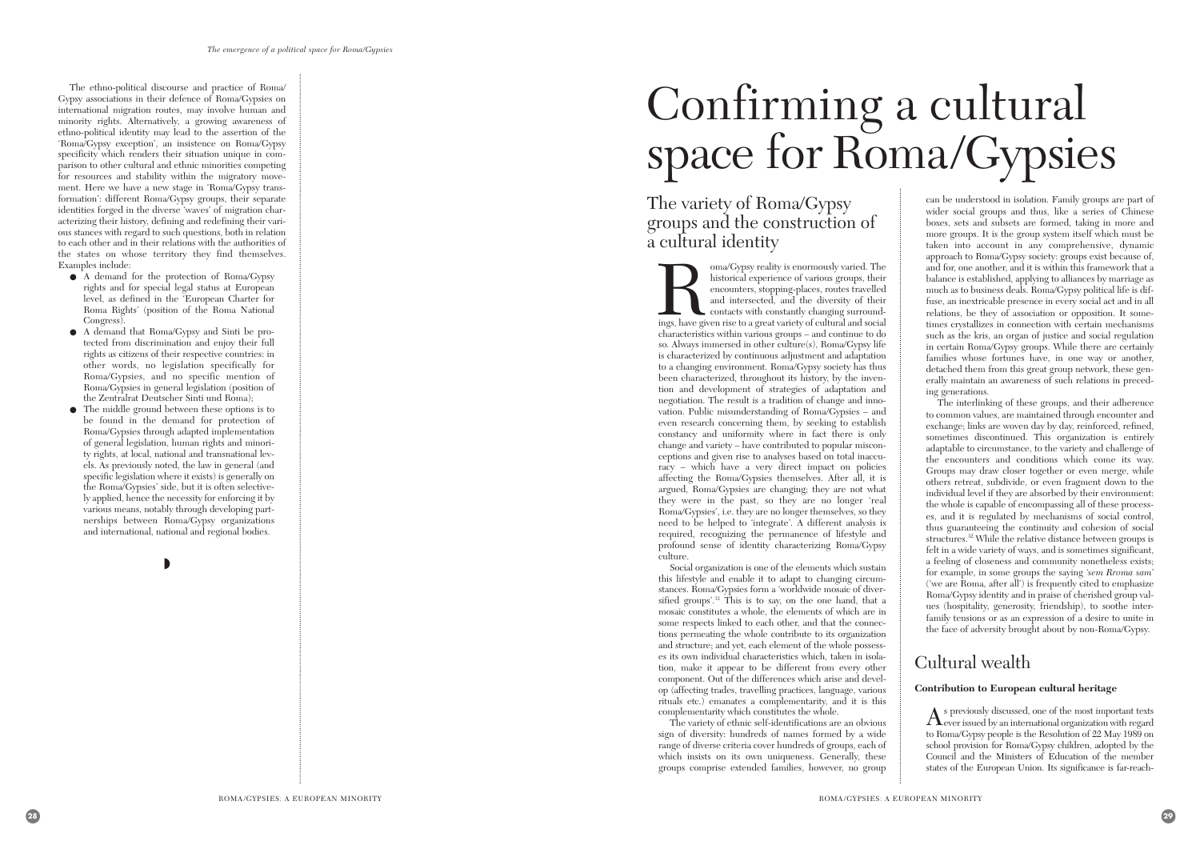The ethno-political discourse and practice of Roma/Gypsy associations in their defence of Roma/Gypsies on international migration routes, may involve human and minority rights. Alternatively, a growing awareness of ethno-political identity may lead to the assertion of the 'Roma/Gypsy exception', an insistence on Roma/Gypsy specificity which renders their situation unique in comparison to other cultural and ethnic minorities competing for resources and stability within the migratory movement. Here we have a new stage in 'Roma/Gypsy transformation': different Roma/Gypsy groups, their separate identities forged in the diverse 'waves' of migration characterizing their history, defining and redefining their various stances with regard to such questions, both in relation to each other and in their relations with the authorities of the states on whose territory they find themselves. Examples include:

- A demand for the protection of Roma/Gypsy rights and for special legal status at European level, as defined in the 'European Charter for Roma Rights' (position of the Roma National Congress).
- A demand that Roma/Gypsy and Sinti be protected from discrimination and enjoy their full rights as citizens of their respective countries: in other words, no legislation specifically for Roma/Gypsies, and no specific mention of Roma/Gypsies in general legislation (position of the Zentralrat Deutscher Sinti und Roma);
- The middle ground between these options is to be found in the demand for protection of Roma/Gypsies through adapted implementation of general legislation, human rights and minority rights, at local, national and transnational levels. As previously noted, the law in general (and specific legislation where it exists) is generally on the Roma/Gypsies' side, but it is often selectively applied, hence the necessity for enforcing it by various means, notably through developing partnerships between Roma/Gypsy organizations and international, national and regional bodies.

# Confirming a cultural space for Roma/Gypsies

## The variety of Roma/Gypsy groups and the construction of a cultural identity

Roma/Gypsy reality is enormously varied. The historical experience of various groups, their encounters, stopping-places, routes travelled and intersected, and the diversity of their contacts with constantly changing surroundings, have given rise to a great variety of cultural and social characteristics within various groups – and continue to do so. Always immersed in other culture(s), Roma/Gypsy life is characterized by continuous adjustment and adaptation to a changing environment. Roma/Gypsy society has thus been characterized, throughout its history, by the invention and development of strategies of adaptation and negotiation. The result is a tradition of change and innovation. Public misunderstanding of Roma/Gypsies – and even research concerning them, by seeking to establish constancy and uniformity where in fact there is only change and variety – have contributed to popular misconceptions and given rise to analyses based on total inaccuracy – which have a very direct impact on policies affecting the Roma/Gypsies themselves. After all, it is argued, Roma/Gypsies are changing; they are not what they were in the past, so they are no longer 'real Roma/Gypsies', i.e. they are no longer themselves, so they need to be helped to 'integrate'. A different analysis is required, recognizing the permanence of lifestyle and profound sense of identity characterizing Roma/Gypsy culture.

Social organization is one of the elements which sustain this lifestyle and enable it to adapt to changing circumstances. Roma/Gypsies form a 'worldwide mosaic of diversified groups'.[31] This is to say, on the one hand, that a mosaic constitutes a whole, the elements of which are in some respects linked to each other, and that the connections permeating the whole contribute to its organization and structure; and yet, each element of the whole possesses its own individual characteristics which, taken in isolation, make it appear to be different from every other component. Out of the differences which arise and develop (affecting trades, travelling practices, language, various rituals etc.) emanates a complementarity, and it is this complementarity which constitutes the whole.

The variety of ethnic self-identifications are an obvious sign of diversity: hundreds of names formed by a wide range of diverse criteria cover hundreds of groups, each of which insists on its own uniqueness. Generally, these groups comprise extended families, however, no group can be understood in isolation. Family groups are part of wider social groups and thus, like a series of Chinese boxes, sets and subsets are formed, taking in more and more groups. It is the group system itself which must be taken into account in any comprehensive, dynamic approach to Roma/Gypsy society: groups exist because of, and for, one another, and it is within this framework that a balance is established, applying to alliances by marriage as much as to business deals. Roma/Gypsy political life is diffuse, an inextricable presence in every social act and in all relations, be they of association or opposition. It sometimes crystallizes in connection with certain mechanisms such as the kris, an organ of justice and social regulation in certain Roma/Gypsy groups. While there are certainly families whose fortunes have, in one way or another, detached them from this great group network, these generally maintain an awareness of such relations in preceding generations.

The interlinking of these groups, and their adherence to common values, are maintained through encounter and exchange; links are woven day by day, reinforced, refined, sometimes discontinued. This organization is entirely adaptable to circumstance, to the variety and challenge of the encounters and conditions which come its way. Groups may draw closer together or even merge, while others retreat, subdivide, or even fragment down to the individual level if they are absorbed by their environment: the whole is capable of encompassing all of these processes, and it is regulated by mechanisms of social control, thus guaranteeing the continuity and cohesion of social structures.[32] While the relative distance between groups is felt in a wide variety of ways, and is sometimes significant, a feeling of closeness and community nonetheless exists; for example, in some groups the saying *'sem Rroma sam'* ('we are Roma, after all') is frequently cited to emphasize Roma/Gypsy identity and in praise of cherished group values (hospitality, generosity, friendship), to soothe inter-family tensions or as an expression of a desire to unite in the face of adversity brought about by non-Roma/Gypsy.

## Cultural wealth

### Contribution to European cultural heritage

As previously discussed, one of the most important texts ever issued by an international organization with regard to Roma/Gypsy people is the Resolution of 22 May 1989 on school provision for Roma/Gypsy children, adopted by the Council and the Ministers of Education of the member states of the European Union. Its significance is far-reach-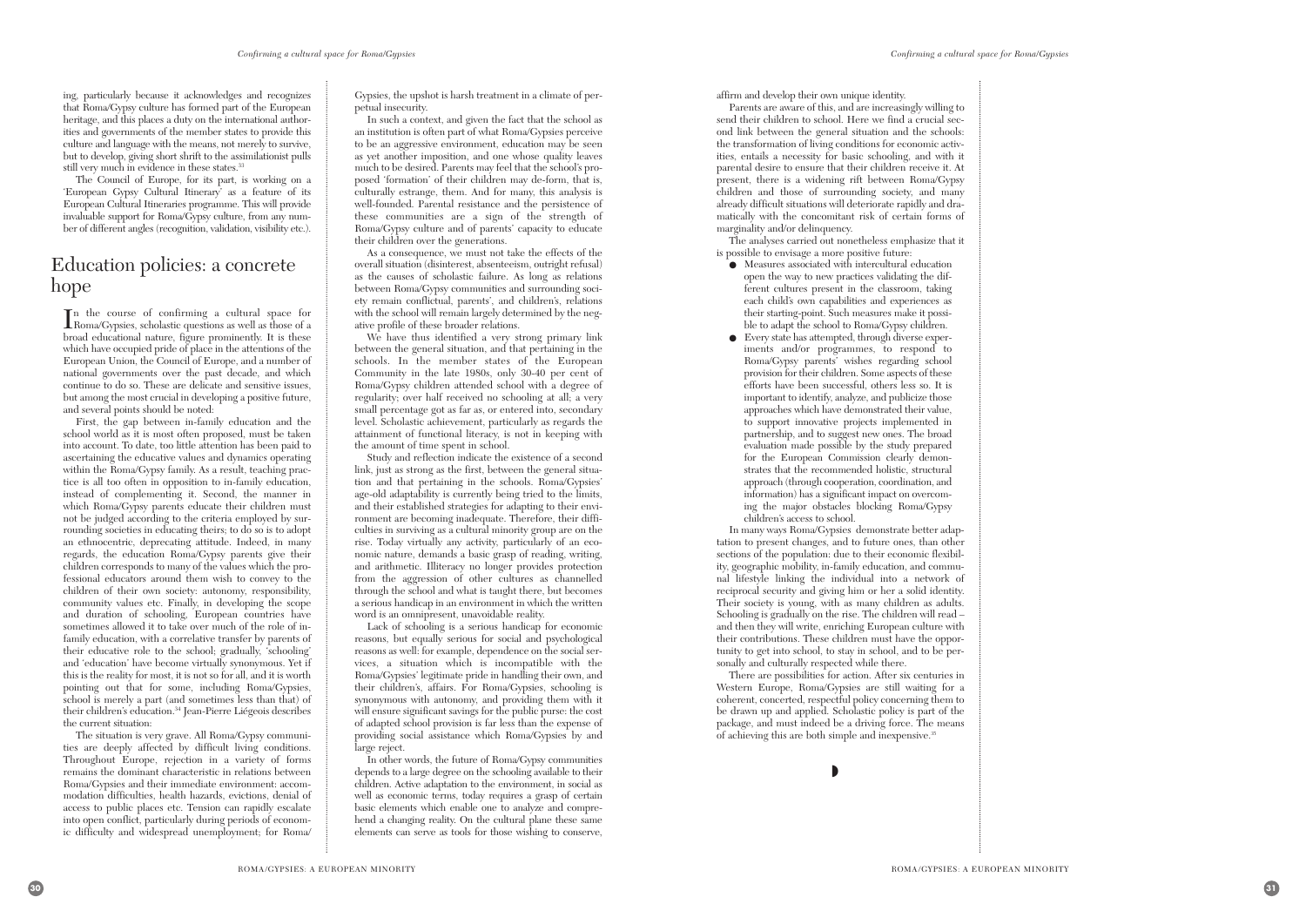ing, particularly because it acknowledges and recognizes that Roma/Gypsy culture has formed part of the European heritage, and this places a duty on the international authorities and governments of the member states to provide this culture and language with the means, not merely to survive, but to develop, giving short shrift to the assimilationist pulls still very much in evidence in these states.[33]

The Council of Europe, for its part, is working on a 'European Gypsy Cultural Itinerary' as a feature of its European Cultural Itineraries programme. This will provide invaluable support for Roma/Gypsy culture, from any number of different angles (recognition, validation, visibility etc.).

## Education policies: a concrete hope

In the course of confirming a cultural space for Roma/Gypsies, scholastic questions as well as those of a broad educational nature, figure prominently. It is these which have occupied pride of place in the attentions of the European Union, the Council of Europe, and a number of national governments over the past decade, and which continue to do so. These are delicate and sensitive issues, but among the most crucial in developing a positive future, and several points should be noted:

First, the gap between in-family education and the school world as it is most often proposed, must be taken into account. To date, too little attention has been paid to ascertaining the educative values and dynamics operating within the Roma/Gypsy family. As a result, teaching practice is all too often in opposition to in-family education, instead of complementing it. Second, the manner in which Roma/Gypsy parents educate their children must not be judged according to the criteria employed by surrounding societies in educating theirs; to do so is to adopt an ethnocentric, deprecating attitude. Indeed, in many regards, the education Roma/Gypsy parents give their children corresponds to many of the values which the professional educators around them wish to convey to the children of their own society: autonomy, responsibility, community values etc. Finally, in developing the scope and duration of schooling, European countries have sometimes allowed it to take over much of the role of in-family education, with a correlative transfer by parents of their educative role to the school; gradually, 'schooling' and 'education' have become virtually synonymous. Yet if this is the reality for most, it is not so for all, and it is worth pointing out that for some, including Roma/Gypsies, school is merely a part (and sometimes less than that) of their children's education.[34] Jean-Pierre Liégeois describes the current situation:

The situation is very grave. All Roma/Gypsy communities are deeply affected by difficult living conditions. Throughout Europe, rejection in a variety of forms remains the dominant characteristic in relations between Roma/Gypsies and their immediate environment: accommodation difficulties, health hazards, evictions, denial of access to public places etc. Tension can rapidly escalate into open conflict, particularly during periods of economic difficulty and widespread unemployment; for Roma/Gypsies, the upshot is harsh treatment in a climate of perpetual insecurity.

In such a context, and given the fact that the school as an institution is often part of what Roma/Gypsies perceive to be an aggressive environment, education may be seen as yet another imposition, and one whose quality leaves much to be desired. Parents may feel that the school's proposed 'formation' of their children may de-form, that is, culturally estrange, them. And for many, this analysis is well-founded. Parental resistance and the persistence of these communities are a sign of the strength of Roma/Gypsy culture and of parents' capacity to educate their children over the generations.

As a consequence, we must not take the effects of the overall situation (disinterest, absenteeism, outright refusal) as the causes of scholastic failure. As long as relations between Roma/Gypsy communities and surrounding society remain conflictual, parents', and children's, relations with the school will remain largely determined by the negative profile of these broader relations.

We have thus identified a very strong primary link between the general situation, and that pertaining in the schools. In the member states of the European Community in the late 1980s, only 30-40 per cent of Roma/Gypsy children attended school with a degree of regularity; over half received no schooling at all; a very small percentage got as far as, or entered into, secondary level. Scholastic achievement, particularly as regards the attainment of functional literacy, is not in keeping with the amount of time spent in school.

Study and reflection indicate the existence of a second link, just as strong as the first, between the general situation and that pertaining in the schools. Roma/Gypsies' age-old adaptability is currently being tried to the limits, and their established strategies for adapting to their environment are becoming inadequate. Therefore, their difficulties in surviving as a cultural minority group are on the rise. Today virtually any activity, particularly of an economic nature, demands a basic grasp of reading, writing, and arithmetic. Illiteracy no longer provides protection from the aggression of other cultures as channelled through the school and what is taught there, but becomes a serious handicap in an environment in which the written word is an omnipresent, unavoidable reality.

Lack of schooling is a serious handicap for economic reasons, but equally serious for social and psychological reasons as well: for example, dependence on the social services, a situation which is incompatible with the Roma/Gypsies' legitimate pride in handling their own, and their children's, affairs. For Roma/Gypsies, schooling is synonymous with autonomy, and providing them with it will ensure significant savings for the public purse: the cost of adapted school provision is far less than the expense of providing social assistance which Roma/Gypsies by and large reject.

In other words, the future of Roma/Gypsy communities depends to a large degree on the schooling available to their children. Active adaptation to the environment, in social as well as economic terms, today requires a grasp of certain basic elements which enable one to analyze and comprehend a changing reality. On the cultural plane these same elements can serve as tools for those wishing to conserve, affirm and develop their own unique identity.

Parents are aware of this, and are increasingly willing to send their children to school. Here we find a crucial second link between the general situation and the schools: the transformation of living conditions for economic activities, entails a necessity for basic schooling, and with it parental desire to ensure that their children receive it. At present, there is a widening rift between Roma/Gypsy children and those of surrounding society, and many already difficult situations will deteriorate rapidly and dramatically with the concomitant risk of certain forms of marginality and/or delinquency.

The analyses carried out nonetheless emphasize that it is possible to envisage a more positive future:

- Measures associated with intercultural education open the way to new practices validating the different cultures present in the classroom, taking each child's own capabilities and experiences as their starting-point. Such measures make it possible to adapt the school to Roma/Gypsy children.
- Every state has attempted, through diverse experiments and/or programmes, to respond to Roma/Gypsy parents' wishes regarding school provision for their children. Some aspects of these efforts have been successful, others less so. It is important to identify, analyze, and publicize those approaches which have demonstrated their value, to support innovative projects implemented in partnership, and to suggest new ones. The broad evaluation made possible by the study prepared for the European Commission clearly demonstrates that the recommended holistic, structural approach (through cooperation, coordination, and information) has a significant impact on overcoming the major obstacles blocking Roma/Gypsy children's access to school.

In many ways Roma/Gypsies demonstrate better adaptation to present changes, and to future ones, than other sections of the population: due to their economic flexibility, geographic mobility, in-family education, and communal lifestyle linking the individual into a network of reciprocal security and giving him or her a solid identity. Their society is young, with as many children as adults. Schooling is gradually on the rise. The children will read – and then they will write, enriching European culture with their contributions. These children must have the opportunity to get into school, to stay in school, and to be personally and culturally respected while there.

There are possibilities for action. After six centuries in Western Europe, Roma/Gypsies are still waiting for a coherent, concerted, respectful policy concerning them to be drawn up and applied. Scholastic policy is part of the package, and must indeed be a driving force. The means of achieving this are both simple and inexpensive.[35]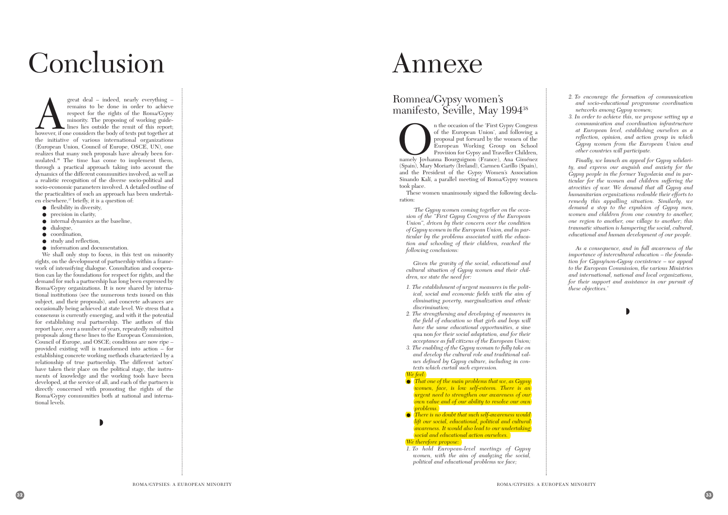# Conclusion

A great deal – indeed, nearly everything – remains to be done in order to achieve respect for the rights of the Roma/Gypsy minority. The proposing of working guidelines lies outside the remit of this report; however, if one considers the body of texts put together at the initiative of various international organizations (European Union, Council of Europe, OSCE, UN), one realizes that many such proposals have already been formulated.[36] The time has come to implement them, through a practical approach taking into account the dynamics of the different communities involved, as well as a realistic recognition of the diverse socio-political and socio-economic parameters involved. A detailed outline of the practicalities of such an approach has been undertaken elsewhere,[37] briefly, it is a question of:

- flexibility in diversity,
- precision in clarity,
- internal dynamics as the baseline,
- dialogue,
- coordination,
- study and reflection,
- information and documentation.

We shall only stop to focus, in this text on minority rights, on the development of partnership within a framework of intensifying dialogue. Consultation and cooperation can lay the foundations for respect for rights, and the demand for such a partnership has long been expressed by Roma/Gypsy organizations. It is now shared by international institutions (see the numerous texts issued on this subject, and their proposals), and concrete advances are occasionally being achieved at state level. We stress that a consensus is currently emerging, and with it the potential for establishing real partnership. The authors of this report have, over a number of years, repeatedly submitted proposals along these lines to the European Commission, Council of Europe, and OSCE; conditions are now ripe – provided existing will is transformed into action – for establishing concrete working methods characterized by a relationship of true partnership. The different 'actors' have taken their place on the political stage, the instruments of knowledge and the working tools have been developed, at the service of all, and each of the partners is directly concerned with promoting the rights of the Roma/Gypsy communities both at national and international levels.

# Annexe

## Romnea/Gypsy women's manifesto, Seville, May 1994[38]

On the occasion of the 'First Gypsy Congress of the European Union', and following a proposal put forward by the women of the European Working Group on School Provision for Gypsy and Traveller Children, namely Jovhanna Bourguignon (France), Ana Giménez (Spain), Mary Moriarty (Ireland), Carmen Carillo (Spain), and the President of the Gypsy Women's Association Sinando Kalí, a parallel meeting of Roma/Gypsy women took place.

These women unanimously signed the following declaration:

*'The Gypsy women coming together on the occasion of the "First Gypsy Congress of the European Union", driven by their concern over the condition of Gypsy women in the European Union, and in particular by the problems associated with the education and schooling of their children, reached the following conclusions:*

*Given the gravity of the social, educational and cultural situation of Gypsy women and their children, we state the need for:*

1. *The establishment of urgent measures in the political, social and economic fields with the aim of eliminating poverty, marginalization and ethnic discrimination;*
2. *The strengthening and developing of measures in the field of education so that girls and boys will have the same educational opportunities, a* sine qua non *for their social adaptation, and for their acceptance as full citizens of the European Union;*
3. *The enabling of the Gypsy woman to fully take on and develop the cultural role and traditional values defined by Gypsy culture, including in contexts which curtail such expression.*

*We feel:*

- *That one of the main problems that we, as Gypsy women, face, is low self-esteem. There is an urgent need to strengthen our awareness of our own value and of our ability to resolve our own problems.*
- *There is no doubt that such self-awareness would lift our social, educational, political and cultural awareness. It would also lead to our undertaking social and educational action ourselves.*

*We therefore propose:*

1. *To hold European-level meetings of Gypsy women, with the aim of analyzing the social, political and educational problems we face;*
2. *To encourage the formation of communication and socio-educational programme coordination networks among Gypsy women;*
3. *In order to achieve this, we propose setting up a communication and coordination infrastructure at European level, establishing ourselves as a reflection, opinion, and action group in which Gypsy women from the European Union and other countries will participate.*

*Finally, we launch an appeal for Gypsy solidarity, and express our anguish and anxiety for the Gypsy people in the former Yugoslavia and in particular for the women and children suffering the atrocities of war. We demand that all Gypsy and humanitarian organizations redouble their efforts to remedy this appalling situation. Similarly, we demand a stop to the expulsion of Gypsy men, women and children from one country to another, one region to another, one village to another; this traumatic situation is hampering the social, cultural, educational and human development of our people.*

*As a consequence, and in full awareness of the importance of intercultural education – the foundation for Gypsy/non-Gypsy coexistence – we appeal to the European Commission, the various Ministries and international, national and local organizations, for their support and assistance in our pursuit of these objectives.'*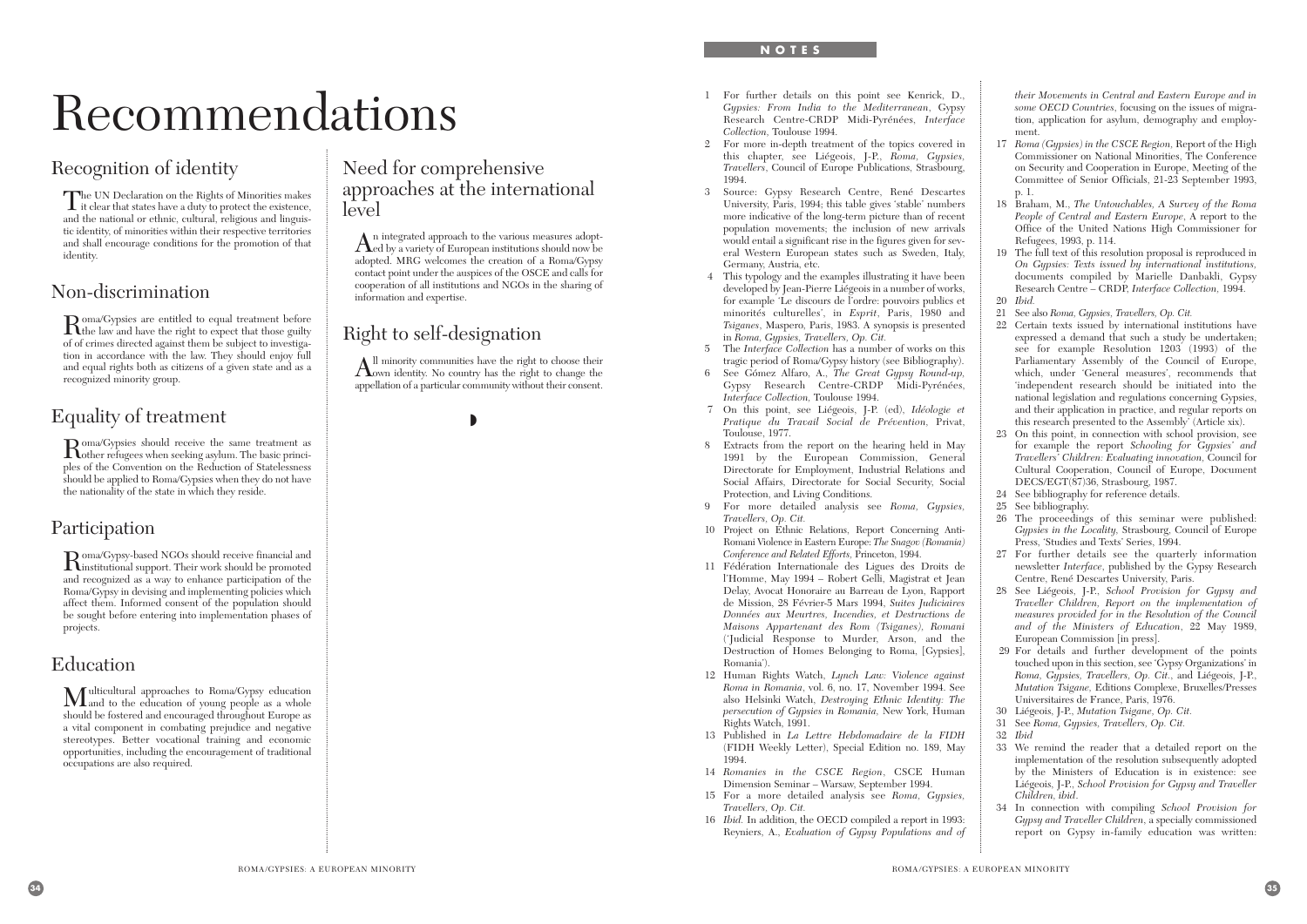# Recommendations

## Recognition of identity

The UN Declaration on the Rights of Minorities makes it clear that states have a duty to protect the existence, and the national or ethnic, cultural, religious and linguistic identity, of minorities within their respective territories and shall encourage conditions for the promotion of that identity.

## Non-discrimination

Roma/Gypsies are entitled to equal treatment before the law and have the right to expect that those guilty of of crimes directed against them be subject to investigation in accordance with the law. They should enjoy full and equal rights both as citizens of a given state and as a recognized minority group.

## Equality of treatment

Roma/Gypsies should receive the same treatment as other refugees when seeking asylum. The basic principles of the Convention on the Reduction of Statelessness should be applied to Roma/Gypsies when they do not have the nationality of the state in which they reside.

## Participation

Roma/Gypsy-based NGOs should receive financial and institutional support. Their work should be promoted and recognized as a way to enhance participation of the Roma/Gypsy in devising and implementing policies which affect them. Informed consent of the population should be sought before entering into implementation phases of projects.

## Education

Multicultural approaches to Roma/Gypsy education and to the education of young people as a whole should be fostered and encouraged throughout Europe as a vital component in combating prejudice and negative stereotypes. Better vocational training and economic opportunities, including the encouragement of traditional occupations are also required.

## Need for comprehensive approaches at the international level

An integrated approach to the various measures adopted by a variety of European institutions should now be adopted. MRG welcomes the creation of a Roma/Gypsy contact point under the auspices of the OSCE and calls for cooperation of all institutions and NGOs in the sharing of information and expertise.

## Right to self-designation

All minority communities have the right to choose their own identity. No country has the right to change the appellation of a particular community without their consent.

## NOTES

1 For further details on this point see Kenrick, D., *Gypsies: From India to the Mediterranean*, Gypsy Research Centre-CRDP Midi-Pyrénées, *Interface Collection*, Toulouse 1994.

2 For more in-depth treatment of the topics covered in this chapter, see Liégeois, J-P., *Roma, Gypsies, Travellers*, Council of Europe Publications, Strasbourg, 1994.

3 Source: Gypsy Research Centre, René Descartes University, Paris, 1994; this table gives 'stable' numbers more indicative of the long-term picture than of recent population movements; the inclusion of new arrivals would entail a significant rise in the figures given for several Western European states such as Sweden, Italy, Germany, Austria, etc.

4 This typology and the examples illustrating it have been developed by Jean-Pierre Liégeois in a number of works, for example 'Le discours de l'ordre: pouvoirs publics et minorités culturelles', in *Esprit*, Paris, 1980 and *Tsiganes*, Maspero, Paris, 1983. A synopsis is presented in *Roma, Gypsies, Travellers, Op. Cit.*

5 The *Interface Collection* has a number of works on this tragic period of Roma/Gypsy history (see Bibliography).

6 See Gómez Alfaro, A., *The Great Gypsy Round-up*, Gypsy Research Centre-CRDP Midi-Pyrénées, *Interface Collection*, Toulouse 1994.

7 On this point, see Liégeois, J-P. (ed), *Idéologie et Pratique du Travail Social de Prévention*, Privat, Toulouse, 1977.

8 Extracts from the report on the hearing held in May 1991 by the European Commission, General Directorate for Employment, Industrial Relations and Social Affairs, Directorate for Social Security, Social Protection, and Living Conditions.

9 For more detailed analysis see *Roma, Gypsies, Travellers, Op. Cit.*

10 Project on Ethnic Relations, Report Concerning Anti-Romani Violence in Eastern Europe: *The Snagov (Romania) Conference and Related Efforts*, Princeton, 1994.

11 Fédération Internationale des Ligues des Droits de l'Homme, May 1994 – Robert Gelli, Magistrat et Jean Delay, Avocat Honoraire au Barreau de Lyon, Rapport de Mission, 28 Février-5 Mars 1994, *Suites Judiciaires Données aux Meurtres, Incendies, et Destructions de Maisons Appartenant des Rom (Tsiganes), Romani* ('Judicial Response to Murder, Arson, and the Destruction of Homes Belonging to Roma, [Gypsies], Romania').

12 Human Rights Watch, *Lynch Law: Violence against Roma in Romania*, vol. 6, no. 17, November 1994. See also Helsinki Watch, *Destroying Ethnic Identity: The persecution of Gypsies in Romania*, New York, Human Rights Watch, 1991.

13 Published in *La Lettre Hebdomadaire de la FIDH* (FIDH Weekly Letter), Special Edition no. 189, May 1994.

14 *Romanies in the CSCE Region*, CSCE Human Dimension Seminar – Warsaw, September 1994.

15 For a more detailed analysis see *Roma, Gypsies, Travellers, Op. Cit.*

16 *Ibid.* In addition, the OECD compiled a report in 1993: Reyniers, A., *Evaluation of Gypsy Populations and of their Movements in Central and Eastern Europe and in some OECD Countries*, focusing on the issues of migration, application for asylum, demography and employment.

17 *Roma (Gypsies) in the CSCE Region*, Report of the High Commissioner on National Minorities, The Conference on Security and Cooperation in Europe, Meeting of the Committee of Senior Officials, 21-23 September 1993, p. 1.

18 Braham, M., *The Untouchables, A Survey of the Roma People of Central and Eastern Europe*, A report to the Office of the United Nations High Commissioner for Refugees, 1993, p. 114.

19 The full text of this resolution proposal is reproduced in *On Gypsies: Texts issued by international institutions*, documents compiled by Marielle Danbakli, Gypsy Research Centre – CRDP, *Interface Collection*, 1994.

20 *Ibid.*

21 See also *Roma, Gypsies, Travellers, Op. Cit.*

22 Certain texts issued by international institutions have expressed a demand that such a study be undertaken; see for example Resolution 1203 (1993) of the Parliamentary Assembly of the Council of Europe, which, under 'General measures', recommends that 'independent research should be initiated into the national legislation and regulations concerning Gypsies, and their application in practice, and regular reports on this research presented to the Assembly' (Article xix).

23 On this point, in connection with school provision, see for example the report *Schooling for Gypsies' and Travellers' Children: Evaluating innovation*, Council for Cultural Cooperation, Council of Europe, Document DECS/EGT(87)36, Strasbourg, 1987.

24 See bibliography for reference details.

25 See bibliography.

26 The proceedings of this seminar were published: *Gypsies in the Locality*, Strasbourg, Council of Europe Press, 'Studies and Texts' Series, 1994.

27 For further details see the quarterly information newsletter *Interface*, published by the Gypsy Research Centre, René Descartes University, Paris.

28 See Liégeois, J-P., *School Provision for Gypsy and Traveller Children, Report on the implementation of measures provided for in the Resolution of the Council and of the Ministers of Education*, 22 May 1989, European Commission [in press].

29 For details and further development of the points touched upon in this section, see 'Gypsy Organizations' in *Roma, Gypsies, Travellers, Op. Cit.*, and Liégeois, J-P., *Mutation Tsigane*, Editions Complexe, Bruxelles/Presses Universitaires de France, Paris, 1976.

30 Liégeois, J-P., *Mutation Tsigane, Op. Cit.*

31 See *Roma, Gypsies, Travellers, Op. Cit.*

32 *Ibid*

33 We remind the reader that a detailed report on the implementation of the resolution subsequently adopted by the Ministers of Education is in existence: see Liégeois, J-P., *School Provision for Gypsy and Traveller Children, ibid*.

34 In connection with compiling *School Provision for Gypsy and Traveller Children*, a specially commissioned report on Gypsy in-family education was written: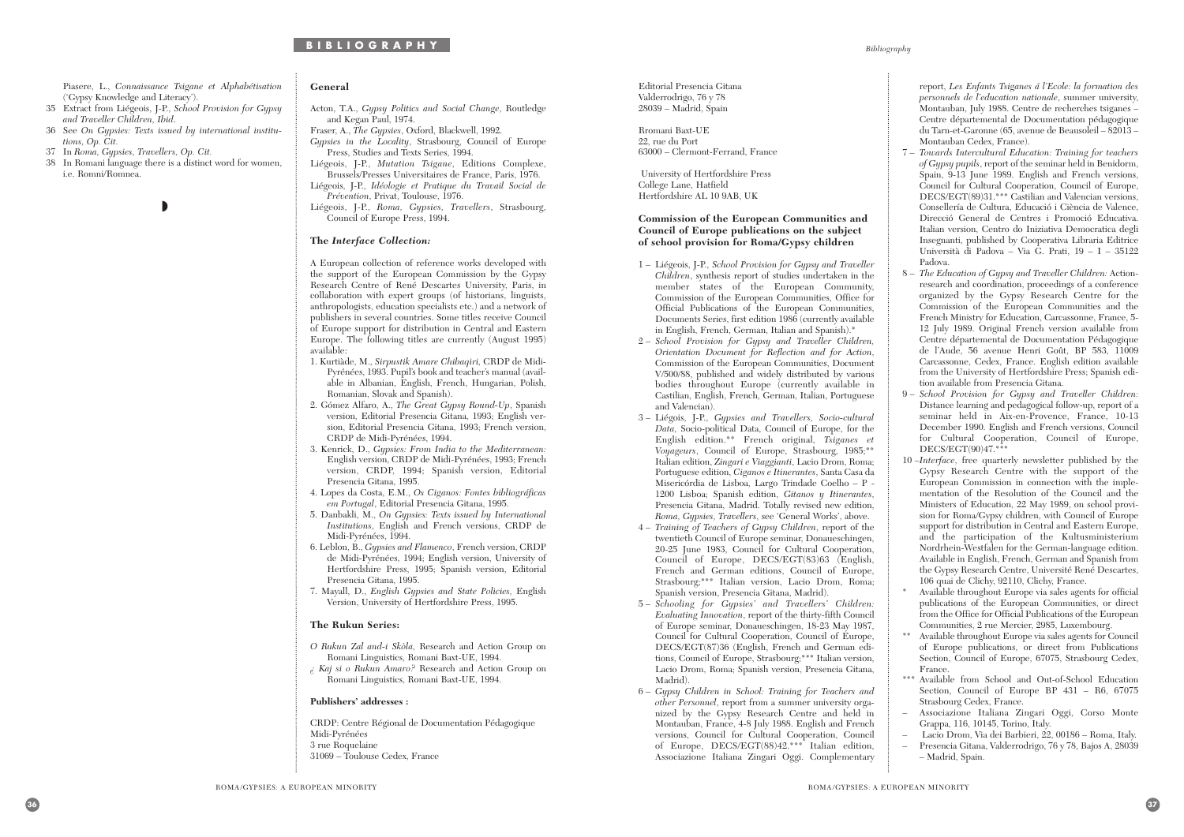Piasere, L., *Connaissance Tsigane et Alphabétisation* ('Gypsy Knowledge and Literacy').

35 Extract from Liégeois, J-P., *School Provision for Gypsy and Traveller Children, Ibid.*

36 See *On Gypsies: Texts issued by international institutions, Op. Cit.*

37 In *Roma, Gypsies, Travellers, Op. Cit.*

38 In Romani language there is a distinct word for women, i.e. Romni/Romnea.

### General

Acton, T.A., *Gypsy Politics and Social Change*, Routledge and Kegan Paul, 1974.

Fraser, A., *The Gypsies*, Oxford, Blackwell, 1992.

*Gypsies in the Locality*, Strasbourg, Council of Europe Press, Studies and Texts Series, 1994.

Liégeois, J-P., *Mutation Tsigane*, Editions Complexe, Brussels/Presses Universitaires de France, Paris, 1976.

Liégeois, J-P., *Idéologie et Pratique du Travail Social de Prévention*, Privat, Toulouse, 1976.

Liégeois, J-P., *Roma, Gypsies, Travellers*, Strasbourg, Council of Europe Press, 1994.

### The *Interface Collection:*

A European collection of reference works developed with the support of the European Commission by the Gypsy Research Centre of René Descartes University, Paris, in collaboration with expert groups (of historians, linguists, anthropologists, education specialists etc.) and a network of publishers in several countries. Some titles receive Council of Europe support for distribution in Central and Eastern Europe. The following titles are currently (August 1995) available:

1. Kurtiàde, M., *Sirpustik Amare Chibaqiri*, CRDP de Midi-Pyrénées, 1993. Pupil's book and teacher's manual (available in Albanian, English, French, Hungarian, Polish, Romanian, Slovak and Spanish).
2. Gómez Alfaro, A., *The Great Gypsy Round-Up*, Spanish version, Editorial Presencia Gitana, 1993; English version, Editorial Presencia Gitana, 1993; French version, CRDP de Midi-Pyrénées, 1994.
3. Kenrick, D., *Gypsies: From India to the Mediterranean:* English version, CRDP de Midi-Pyrénées, 1993; French version, CRDP, 1994; Spanish version, Editorial Presencia Gitana, 1995.
4. Lopes da Costa, E.M., *Os Ciganos: Fontes bibliográficas em Portugal*, Editorial Presencia Gitana, 1995.
5. Danbakli, M., *On Gypsies: Texts issued by International Institutions*, English and French versions, CRDP de Midi-Pyrénées, 1994.
6. Leblon, B., *Gypsies and Flamenco*, French version, CRDP de Midi-Pyrénées, 1994; English version, University of Hertfordshire Press, 1995; Spanish version, Editorial Presencia Gitana, 1995.
7. Mayall, D., *English Gypsies and State Policies*, English Version, University of Hertfordshire Press, 1995.

### The Rukun Series:

*O Rukun Zal and-i Skòla*, Research and Action Group on Romani Linguistics, Romani Baxt-UE, 1994.

*¿ Kaj si o Rukun Amaro?* Research and Action Group on Romani Linguistics, Romani Baxt-UE, 1994.

### Publishers' addresses :

CRDP: Centre Régional de Documentation Pédagogique Midi-Pyrénées
3 rue Roquelaine
31069 – Toulouse Cedex, France

Editorial Presencia Gitana
Valderrodigo, 76 y 78
28039 – Madrid, Spain

Rromani Baxt-UE
22, rue du Port
63000 – Clermont-Ferrand, France

University of Hertfordshire Press
College Lane, Hatfield
Hertfordshire AL 10 9AB, UK

### Commission of the European Communities and Council of Europe publications on the subject of school provision for Roma/Gypsy children

1 – Liégeois, J-P., *School Provision for Gypsy and Traveller Children*, synthesis report of studies undertaken in the member states of the European Community, Commission of the European Communities, Office for Official Publications of the European Communities, Documents Series, first edition 1986 (currently available in English, French, German, Italian and Spanish).*

2 – *School Provision for Gypsy and Traveller Children, Orientation Document for Reflection and for Action*, Commission of the European Communities, Document V/500/88, published and widely distributed by various bodies throughout Europe (currently available in Castilian, English, French, German, Italian, Portuguese and Valencian).

3 – Liégois, J-P., *Gypsies and Travellers, Socio-cultural Data*, Socio-political Data, Council of Europe, for the English edition.** French original, *Tsiganes et Voyageurs*, Council of Europe, Strasbourg, 1985;** Italian edition, *Zingari e Viaggianti*, Lacio Drom, Roma; Portuguese edition, *Ciganos e Itinerantes*, Santa Casa da Misericórdia de Lisboa, Largo Trindade Coelho – P - 1200 Lisboa; Spanish edition, *Gitanos y Itinerantes*, Presencia Gitana, Madrid. Totally revised new edition, *Roma, Gypsies, Travellers*, see 'General Works', above.

4 – *Training of Teachers of Gypsy Children*, report of the twentieth Council of Europe seminar, Donaueschingen, 20-25 June 1983, Council for Cultural Cooperation, Council of Europe, DECS/EGT(83)63 (English, French and German editions, Council of Europe, Strasbourg;*** Italian version, Lacio Drom, Roma; Spanish version, Presencia Gitana, Madrid).

5 – *Schooling for Gypsies' and Travellers' Children: Evaluating Innovation*, report of the thirty-fifth Council of Europe seminar, Donaueschingen, 18-23 May 1987, Council for Cultural Cooperation, Council of Europe, DECS/EGT(87)36 (English, French and German editions, Council of Europe, Strasbourg;*** Italian version, Lacio Drom, Roma; Spanish version, Presencia Gitana, Madrid).

6 – *Gypsy Children in School: Training for Teachers and other Personnel*, report from a summer university organized by the Gypsy Research Centre and held in Montauban, France, 4-8 July 1988. English and French versions, Council for Cultural Cooperation, Council of Europe, DECS/EGT(88)42.*** Italian edition, Associazione Italiana Zingari Oggi. Complementary report, *Les Enfants Tsiganes á l'Ecole: la formation des personnels de l'education nationale*, summer university, Montauban, July 1988. Centre de recherches tsiganes – Centre départemental de Documentation pédagogique du Tarn-et-Garonne (65, avenue de Beausoleil – 82013 – Montauban Cedex, France).

7 – *Towards Intercultural Education: Training for teachers of Gypsy pupils*, report of the seminar held in Benidorm, Spain, 9-13 June 1989. English and French versions, Council for Cultural Cooperation, Council of Europe, DECS/EGT(89)31.*** Castilian and Valencian versions, Consellería de Cultura, Educació i Ciència de Valence, Direcció General de Centres i Promoció Educativa. Italian version, Centro do Iniziativa Democratica degli Insegnanti, published by Cooperativa Libraria Editrice Università di Padova – Via G. Prati, 19 – I – 35122 Padova.

8 – *The Education of Gypsy and Traveller Children:* Action-research and coordination, proceedings of a conference organized by the Gypsy Research Centre for the Commission of the European Communities and the French Ministry for Education, Carcassonne, France, 5-12 July 1989. Original French version available from Centre départemental de Documentation Pédagogique de l'Aude, 56 avenue Henri Goût, BP 583, 11009 Carcassonne, Cedex, France. English edition available from the University of Hertfordshire Press; Spanish edition available from Presencia Gitana.

9 – *School Provision for Gypsy and Traveller Children:* Distance learning and pedagogical follow-up, report of a seminar held in Aix-en-Provence, France, 10-13 December 1990. English and French versions, Council for Cultural Cooperation, Council of Europe, DECS/EGT(90)47.***

10 –*Interface*, free quarterly newsletter published by the Gypsy Research Centre with the support of the European Commission in connection with the implementation of the Resolution of the Council and the Ministers of Education, 22 May 1989, on school provision for Roma/Gypsy children, with Council of Europe support for distribution in Central and Eastern Europe, and the participation of the Kultusministerium Nordrhein-Westfalen for the German-language edition. Available in English, French, German and Spanish from the Gypsy Research Centre, Université René Descartes, 106 quai de Clichy, 92110, Clichy, France.

\* Available throughout Europe via sales agents for official publications of the European Communities, or direct from the Office for Official Publications of the European Communities, 2 rue Mercier, 2985, Luxembourg.

** Available throughout Europe via sales agents for Council of Europe publications, or direct from Publications Section, Council of Europe, 67075, Strasbourg Cedex, France.

*** Available from School and Out-of-School Education Section, Council of Europe BP 431 – R6, 67075 Strasbourg Cedex, France.

– Associazione Italiana Zingari Oggi, Corso Monte Grappa, 116, 10145, Torino, Italy.

– Lacio Drom, Via dei Barbieri, 22, 00186 – Roma, Italy.

– Presencia Gitana, Valderrodrigo, 76 y 78, Bajos A, 28039 – Madrid, Spain.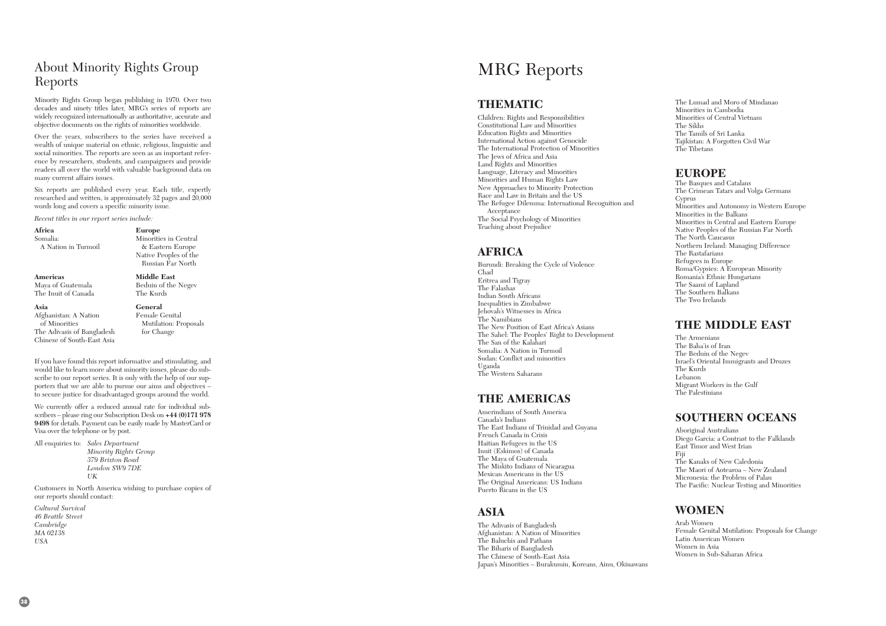## About Minority Rights Group Reports

Minority Rights Group began publishing in 1970. Over two decades and ninety titles later, MRG's series of reports are widely recognized internationally as authoritative, accurate and objective documents on the rights of minorities worldwide.

Over the years, subscribers to the series have received a wealth of unique material on ethnic, religious, linguistic and social minorities. The reports are seen as an important reference by researchers, students, and campaigners and provide readers all over the world with valuable background data on many current affairs issues.

Six reports are published every year. Each title, expertly researched and written, is approximately 32 pages and 20,000 words long and covers a specific minority issue.

*Recent titles in our report series include:*

**Africa**
Somalia: A Nation in Turmoil

**Europe**
Minorities in Central & Eastern Europe
Native Peoples of the Russian Far North

**Americas**
Maya of Guatemala
The Inuit of Canada

**Middle East**
Beduin of the Negev
The Kurds

**Asia**
Afghanistan: A Nation of Minorities
The Adivasis of Bangladesh
Chinese of South-East Asia

**General**
Female Genital Mutilation: Proposals for Change

If you have found this report informative and stimulating, and would like to learn more about minority issues, please do subscribe to our report series. It is only with the help of our supporters that we are able to pursue our aims and objectives – to secure justice for disadvantaged groups around the world.

We currently offer a reduced annual rate for individual subscribers – please ring our Subscription Desk on **+44 (0)171 978 9498** for details. Payment can be easily made by MasterCard or Visa over the telephone or by post.

All enquiries to: *Sales Department*
*Minority Rights Group*
*379 Brixton Road*
*London SW9 7DE*
*UK*

Customers in North America wishing to purchase copies of our reports should contact:

*Cultural Survival*
*46 Brattle Street*
*Cambridge*
*MA 02138*
*USA*

# MRG Reports

## THEMATIC

Children: Rights and Responsibilities
Constitutional Law and Minorities
Education Rights and Minorities
International Action against Genocide
The International Protection of Minorities
The Jews of Africa and Asia
Land Rights and Minorities
Language, Literacy and Minorities
Minorities and Human Rights Law
New Approaches to Minority Protection
Race and Law in Britain and the US
The Refugee Dilemma: International Recognition and Acceptance
The Social Psychology of Minorities
Teaching about Prejudice

## AFRICA

Burundi: Breaking the Cycle of Violence
Chad
Eritrea and Tigray
The Falashas
Indian South Africans
Inequalities in Zimbabwe
Jehovah's Witnesses in Africa
The Namibians
The New Position of East Africa's Asians
The Sahel: The Peoples' Right to Development
The San of the Kalahari
Somalia: A Nation in Turmoil
Sudan: Conflict and minorities
Uganda
The Western Saharans

## THE AMERICAS

Amerindians of South America
Canada's Indians
The East Indians of Trinidad and Guyana
French Canada in Crisis
Haitian Refugees in the US
Inuit (Eskimos) of Canada
The Maya of Guatemala
The Miskito Indians of Nicaragua
Mexican Americans in the US
The Original Americans: US Indians
Puerto Ricans in the US

## ASIA

The Adivasis of Bangladesh
Afghanistan: A Nation of Minorities
The Baluchis and Pathans
The Biharis of Bangladesh
The Chinese of South-East Asia
Japan's Minorities – Burakumin, Koreans, Ainu, Okinawans
The Lumad and Moro of Mindanao
Minorities in Cambodia
Minorities of Central Vietnam
The Sikhs
The Tamils of Sri Lanka
Tajikistan: A Forgotten Civil War
The Tibetans

## EUROPE

The Basques and Catalans
The Crimean Tatars and Volga Germans
Cyprus
Minorities and Autonomy in Western Europe
Minorities in the Balkans
Minorities in Central and Eastern Europe
Native Peoples of the Russian Far North
The North Caucasus
Northern Ireland: Managing Difference
The Rastafarians
Refugees in Europe
Roma/Gypsies: A European Minority
Romania's Ethnic Hungarians
The Saami of Lapland
The Southern Balkans
The Two Irelands

## THE MIDDLE EAST

The Armenians
The Baha'is of Iran
The Beduin of the Negev
Israel's Oriental Immigrants and Druzes
The Kurds
Lebanon
Migrant Workers in the Gulf
The Palestinians

## SOUTHERN OCEANS

Aboriginal Australians
Diego Garcia: a Contrast to the Falklands
East Timor and West Irian
Fiji
The Kanaks of New Caledonia
The Maori of Aotearoa – New Zealand
Micronesia: the Problem of Palau
The Pacific: Nuclear Testing and Minorities

## WOMEN

Arab Women
Female Genital Mutilation: Proposals for Change
Latin American Women
Women in Asia
Women in Sub-Saharan Africa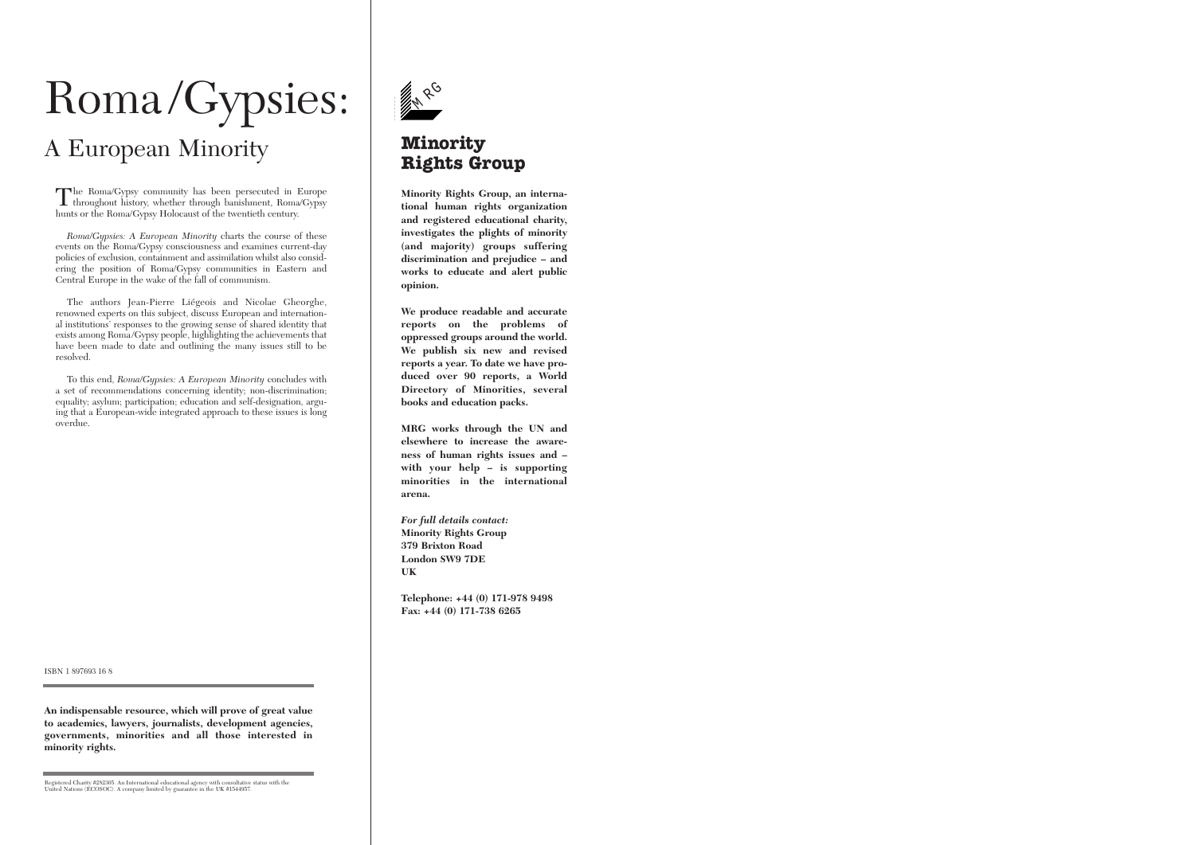# Roma/Gypsies:

## A European Minority

The Roma/Gypsy community has been persecuted in Europe throughout history, whether through banishment, Roma/Gypsy hunts or the Roma/Gypsy Holocaust of the twentieth century.

*Roma/Gypsies: A European Minority* charts the course of these events on the Roma/Gypsy consciousness and examines current-day policies of exclusion, containment and assimilation whilst also considering the position of Roma/Gypsy communities in Eastern and Central Europe in the wake of the fall of communism.

The authors Jean-Pierre Liégeois and Nicolae Gheorghe, renowned experts on this subject, discuss European and international institutions' responses to the growing sense of shared identity that exists among Roma/Gypsy people, highlighting the achievements that have been made to date and outlining the many issues still to be resolved.

To this end, *Roma/Gypsies: A European Minority* concludes with a set of recommendations concerning identity; non-discrimination; equality; asylum; participation; education and self-designation, arguing that a European-wide integrated approach to these issues is long overdue.

ISBN 1 897693 16 8

**An indispensable resource, which will prove of great value to academics, lawyers, journalists, development agencies, governments, minorities and all those interested in minority rights.**

Registered Charity #282305. An International educational agency with consultative status with the United Nations (ECOSOC). A company limited by guarantee in the UK #1544957.

MRG

## Minority Rights Group

**Minority Rights Group, an international human rights organization and registered educational charity, investigates the plights of minority (and majority) groups suffering discrimination and prejudice – and works to educate and alert public opinion.**

**We produce readable and accurate reports on the problems of oppressed groups around the world. We publish six new and revised reports a year. To date we have produced over 90 reports, a World Directory of Minorities, several books and education packs.**

**MRG works through the UN and elsewhere to increase the awareness of human rights issues and – with your help – is supporting minorities in the international arena.**

***For full details contact:***
**Minority Rights Group**
**379 Brixton Road**
**London SW9 7DE**
**UK**

**Telephone: +44 (0) 171-978 9498**
**Fax: +44 (0) 171-738 6265**